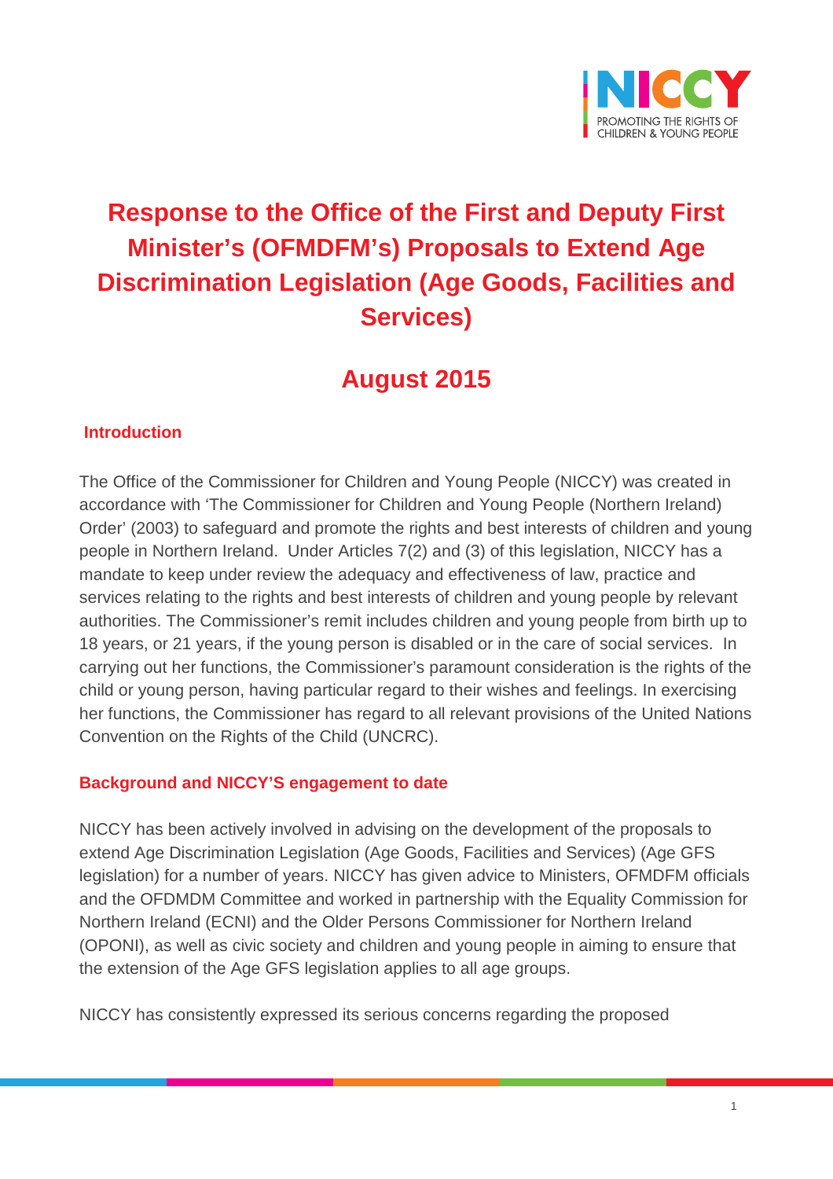# Response to the Office of the First and Deputy First Minister's (OFMDFM's) Proposals to Extend Age Discrimination Legislation (Age Goods, Facilities and Services)

## August 2015

### Introduction

The Office of the Commissioner for Children and Young People (NICCY) was created in accordance with 'The Commissioner for Children and Young People (Northern Ireland) Order' (2003) to safeguard and promote the rights and best interests of children and young people in Northern Ireland. Under Articles 7(2) and (3) of this legislation, NICCY has a mandate to keep under review the adequacy and effectiveness of law, practice and services relating to the rights and best interests of children and young people by relevant authorities. The Commissioner's remit includes children and young people from birth up to 18 years, or 21 years, if the young person is disabled or in the care of social services. In carrying out her functions, the Commissioner's paramount consideration is the rights of the child or young person, having particular regard to their wishes and feelings. In exercising her functions, the Commissioner has regard to all relevant provisions of the United Nations Convention on the Rights of the Child (UNCRC).

### Background and NICCY'S engagement to date

NICCY has been actively involved in advising on the development of the proposals to extend Age Discrimination Legislation (Age Goods, Facilities and Services) (Age GFS legislation) for a number of years. NICCY has given advice to Ministers, OFMDFM officials and the OFDMDM Committee and worked in partnership with the Equality Commission for Northern Ireland (ECNI) and the Older Persons Commissioner for Northern Ireland (OPONI), as well as civic society and children and young people in aiming to ensure that the extension of the Age GFS legislation applies to all age groups.

NICCY has consistently expressed its serious concerns regarding the proposed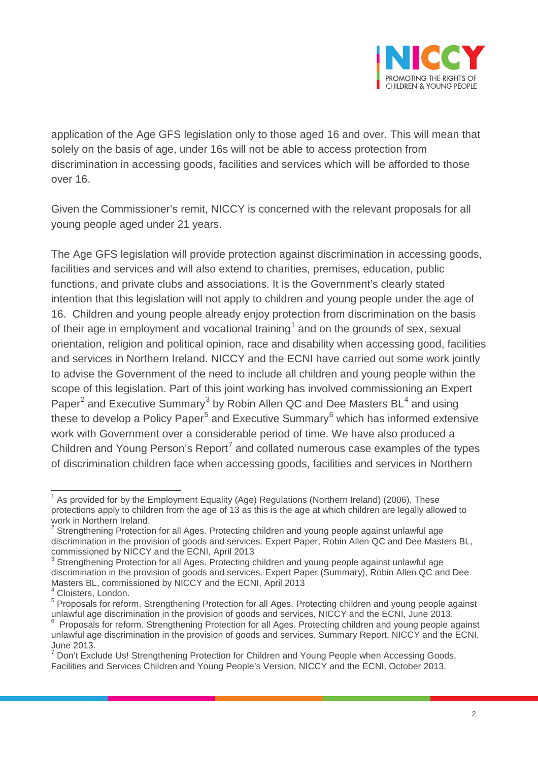application of the Age GFS legislation only to those aged 16 and over. This will mean that solely on the basis of age, under 16s will not be able to access protection from discrimination in accessing goods, facilities and services which will be afforded to those over 16.

Given the Commissioner's remit, NICCY is concerned with the relevant proposals for all young people aged under 21 years.

The Age GFS legislation will provide protection against discrimination in accessing goods, facilities and services and will also extend to charities, premises, education, public functions, and private clubs and associations. It is the Government's clearly stated intention that this legislation will not apply to children and young people under the age of 16. Children and young people already enjoy protection from discrimination on the basis of their age in employment and vocational training[1] and on the grounds of sex, sexual orientation, religion and political opinion, race and disability when accessing good, facilities and services in Northern Ireland. NICCY and the ECNI have carried out some work jointly to advise the Government of the need to include all children and young people within the scope of this legislation. Part of this joint working has involved commissioning an Expert Paper[2] and Executive Summary[3] by Robin Allen QC and Dee Masters BL[4] and using these to develop a Policy Paper[5] and Executive Summary[6] which has informed extensive work with Government over a considerable period of time. We have also produced a Children and Young Person's Report[7] and collated numerous case examples of the types of discrimination children face when accessing goods, facilities and services in Northern

---

[1] As provided for by the Employment Equality (Age) Regulations (Northern Ireland) (2006). These protections apply to children from the age of 13 as this is the age at which children are legally allowed to work in Northern Ireland.

[2] Strengthening Protection for all Ages. Protecting children and young people against unlawful age discrimination in the provision of goods and services. Expert Paper, Robin Allen QC and Dee Masters BL, commissioned by NICCY and the ECNI, April 2013

[3] Strengthening Protection for all Ages. Protecting children and young people against unlawful age discrimination in the provision of goods and services. Expert Paper (Summary), Robin Allen QC and Dee Masters BL, commissioned by NICCY and the ECNI, April 2013

[4] Cloisters, London.

[5] Proposals for reform. Strengthening Protection for all Ages. Protecting children and young people against unlawful age discrimination in the provision of goods and services, NICCY and the ECNI, June 2013.

[6] Proposals for reform. Strengthening Protection for all Ages. Protecting children and young people against unlawful age discrimination in the provision of goods and services. Summary Report, NICCY and the ECNI, June 2013.

[7] Don't Exclude Us! Strengthening Protection for Children and Young People when Accessing Goods, Facilities and Services Children and Young People's Version, NICCY and the ECNI, October 2013.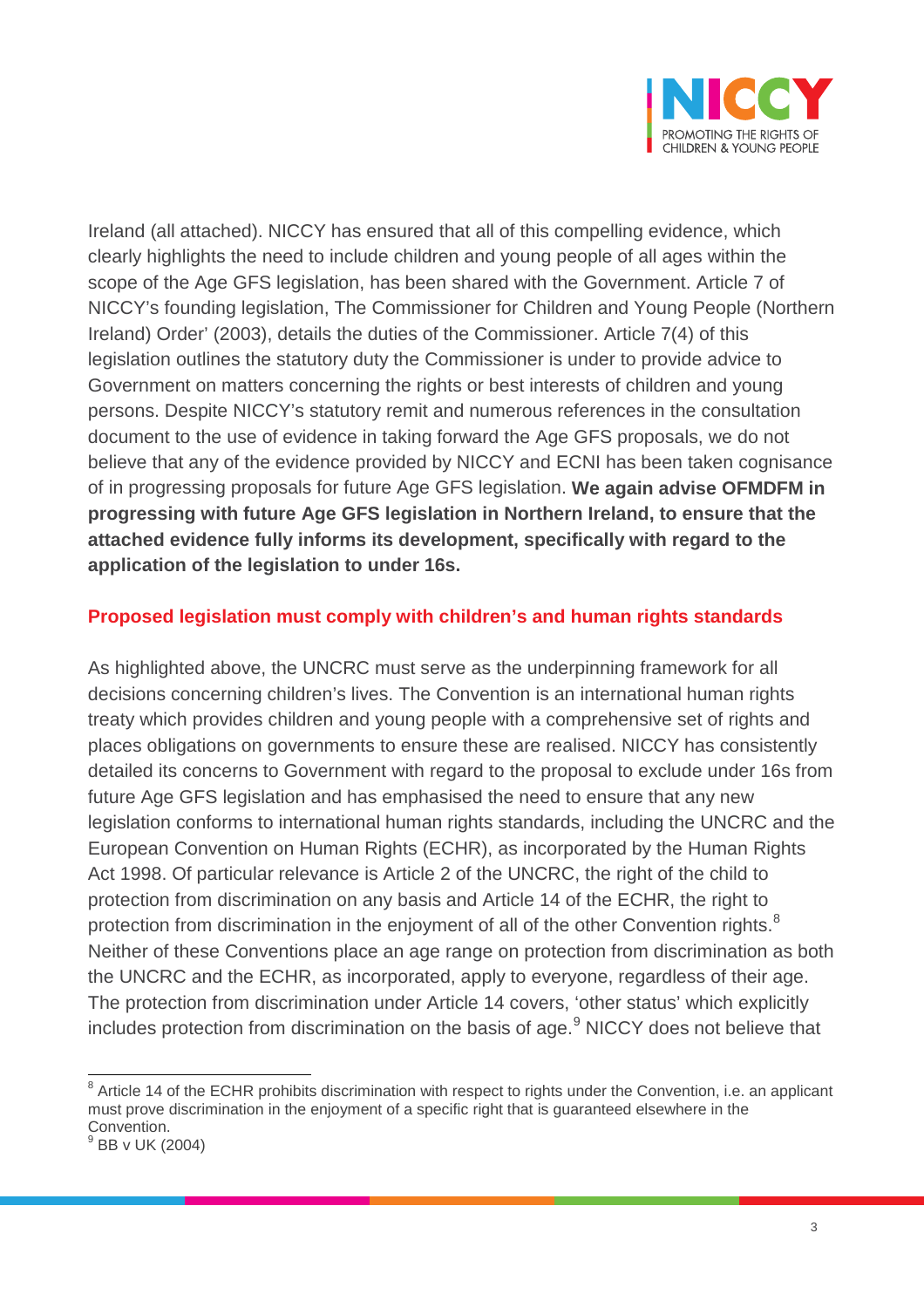Ireland (all attached). NICCY has ensured that all of this compelling evidence, which clearly highlights the need to include children and young people of all ages within the scope of the Age GFS legislation, has been shared with the Government. Article 7 of NICCY's founding legislation, The Commissioner for Children and Young People (Northern Ireland) Order' (2003), details the duties of the Commissioner. Article 7(4) of this legislation outlines the statutory duty the Commissioner is under to provide advice to Government on matters concerning the rights or best interests of children and young persons. Despite NICCY's statutory remit and numerous references in the consultation document to the use of evidence in taking forward the Age GFS proposals, we do not believe that any of the evidence provided by NICCY and ECNI has been taken cognisance of in progressing proposals for future Age GFS legislation. **We again advise OFMDFM in progressing with future Age GFS legislation in Northern Ireland, to ensure that the attached evidence fully informs its development, specifically with regard to the application of the legislation to under 16s.**

## Proposed legislation must comply with children's and human rights standards

As highlighted above, the UNCRC must serve as the underpinning framework for all decisions concerning children's lives. The Convention is an international human rights treaty which provides children and young people with a comprehensive set of rights and places obligations on governments to ensure these are realised. NICCY has consistently detailed its concerns to Government with regard to the proposal to exclude under 16s from future Age GFS legislation and has emphasised the need to ensure that any new legislation conforms to international human rights standards, including the UNCRC and the European Convention on Human Rights (ECHR), as incorporated by the Human Rights Act 1998. Of particular relevance is Article 2 of the UNCRC, the right of the child to protection from discrimination on any basis and Article 14 of the ECHR, the right to protection from discrimination in the enjoyment of all of the other Convention rights.[8] Neither of these Conventions place an age range on protection from discrimination as both the UNCRC and the ECHR, as incorporated, apply to everyone, regardless of their age. The protection from discrimination under Article 14 covers, 'other status' which explicitly includes protection from discrimination on the basis of age.[9] NICCY does not believe that

---

[8] Article 14 of the ECHR prohibits discrimination with respect to rights under the Convention, i.e. an applicant must prove discrimination in the enjoyment of a specific right that is guaranteed elsewhere in the Convention.

[9] BB v UK (2004)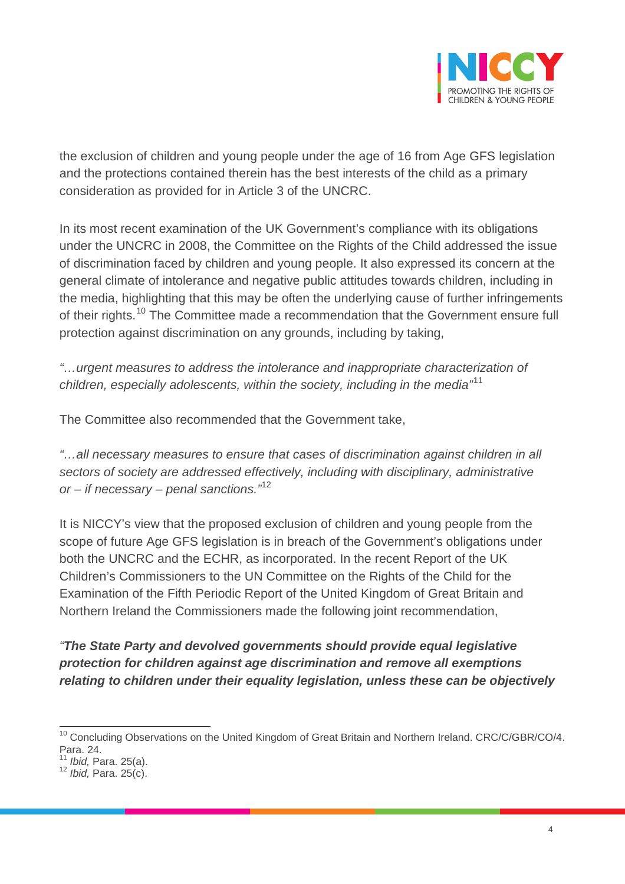the exclusion of children and young people under the age of 16 from Age GFS legislation and the protections contained therein has the best interests of the child as a primary consideration as provided for in Article 3 of the UNCRC.

In its most recent examination of the UK Government's compliance with its obligations under the UNCRC in 2008, the Committee on the Rights of the Child addressed the issue of discrimination faced by children and young people. It also expressed its concern at the general climate of intolerance and negative public attitudes towards children, including in the media, highlighting that this may be often the underlying cause of further infringements of their rights.[10] The Committee made a recommendation that the Government ensure full protection against discrimination on any grounds, including by taking,

*"…urgent measures to address the intolerance and inappropriate characterization of children, especially adolescents, within the society, including in the media"*[11]

The Committee also recommended that the Government take,

*"…all necessary measures to ensure that cases of discrimination against children in all sectors of society are addressed effectively, including with disciplinary, administrative or – if necessary – penal sanctions."*[12]

It is NICCY's view that the proposed exclusion of children and young people from the scope of future Age GFS legislation is in breach of the Government's obligations under both the UNCRC and the ECHR, as incorporated. In the recent Report of the UK Children's Commissioners to the UN Committee on the Rights of the Child for the Examination of the Fifth Periodic Report of the United Kingdom of Great Britain and Northern Ireland the Commissioners made the following joint recommendation,

***"The State Party and devolved governments should provide equal legislative protection for children against age discrimination and remove all exemptions relating to children under their equality legislation, unless these can be objectively***

---

[10] Concluding Observations on the United Kingdom of Great Britain and Northern Ireland. CRC/C/GBR/CO/4. Para. 24.

[11] *Ibid,* Para. 25(a).

[12] *Ibid,* Para. 25(c).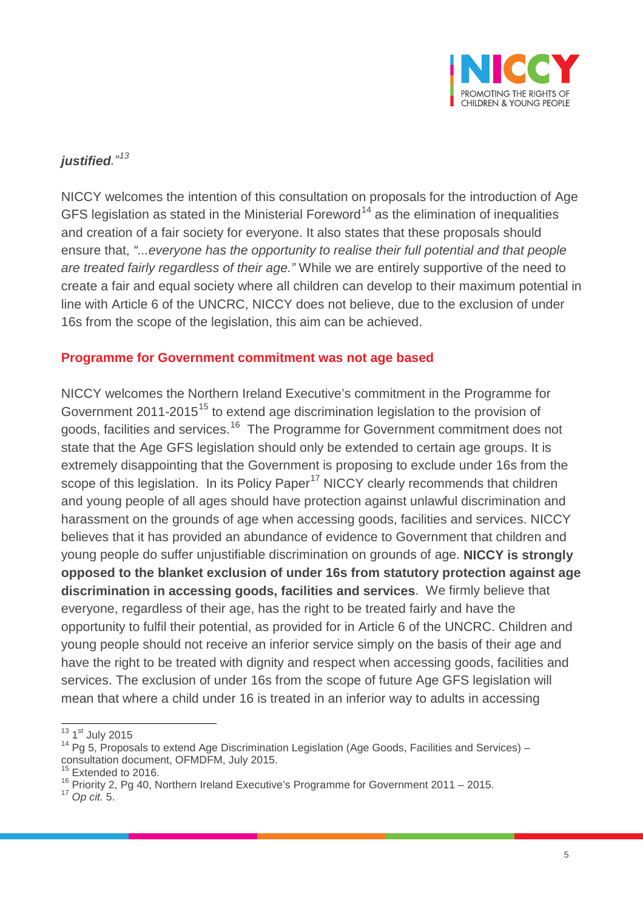***justified**."*[13]

NICCY welcomes the intention of this consultation on proposals for the introduction of Age GFS legislation as stated in the Ministerial Foreword[14] as the elimination of inequalities and creation of a fair society for everyone. It also states that these proposals should ensure that, *"...everyone has the opportunity to realise their full potential and that people are treated fairly regardless of their age."* While we are entirely supportive of the need to create a fair and equal society where all children can develop to their maximum potential in line with Article 6 of the UNCRC, NICCY does not believe, due to the exclusion of under 16s from the scope of the legislation, this aim can be achieved.

## Programme for Government commitment was not age based

NICCY welcomes the Northern Ireland Executive's commitment in the Programme for Government 2011-2015[15] to extend age discrimination legislation to the provision of goods, facilities and services.[16] The Programme for Government commitment does not state that the Age GFS legislation should only be extended to certain age groups. It is extremely disappointing that the Government is proposing to exclude under 16s from the scope of this legislation. In its Policy Paper[17] NICCY clearly recommends that children and young people of all ages should have protection against unlawful discrimination and harassment on the grounds of age when accessing goods, facilities and services. NICCY believes that it has provided an abundance of evidence to Government that children and young people do suffer unjustifiable discrimination on grounds of age. **NICCY is strongly opposed to the blanket exclusion of under 16s from statutory protection against age discrimination in accessing goods, facilities and services**. We firmly believe that everyone, regardless of their age, has the right to be treated fairly and have the opportunity to fulfil their potential, as provided for in Article 6 of the UNCRC. Children and young people should not receive an inferior service simply on the basis of their age and have the right to be treated with dignity and respect when accessing goods, facilities and services. The exclusion of under 16s from the scope of future Age GFS legislation will mean that where a child under 16 is treated in an inferior way to adults in accessing

---

[13] 1st July 2015
[14] Pg 5, Proposals to extend Age Discrimination Legislation (Age Goods, Facilities and Services) – consultation document, OFMDFM, July 2015.
[15] Extended to 2016.
[16] Priority 2, Pg 40, Northern Ireland Executive's Programme for Government 2011 – 2015.
[17] *Op cit.* 5.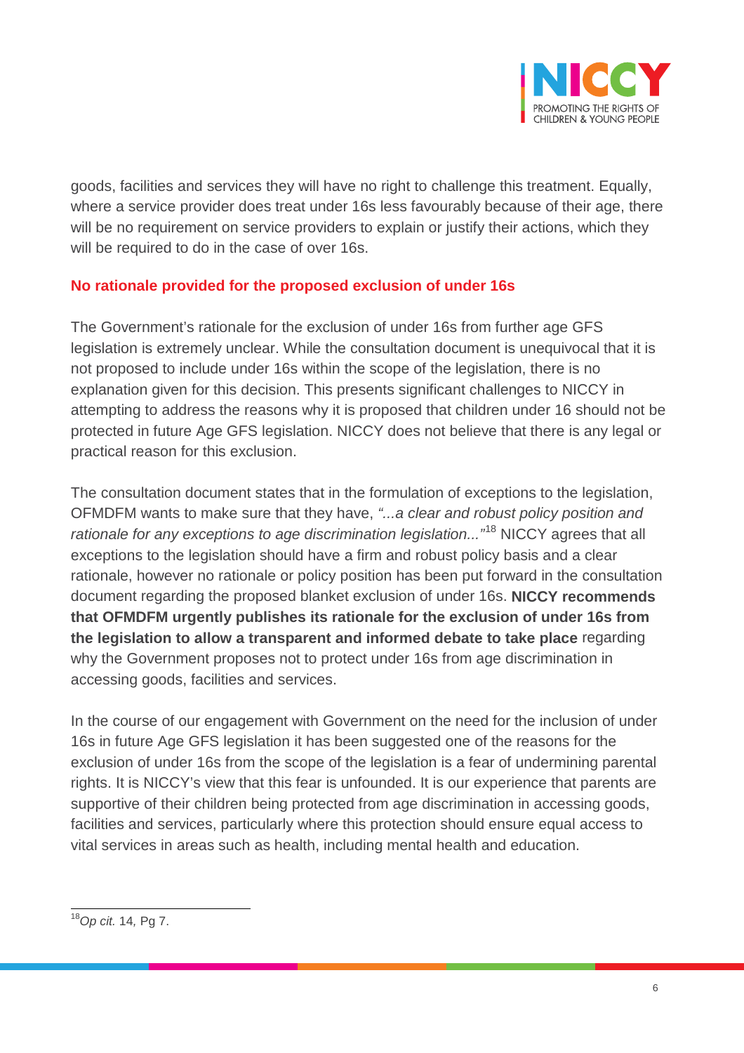goods, facilities and services they will have no right to challenge this treatment. Equally, where a service provider does treat under 16s less favourably because of their age, there will be no requirement on service providers to explain or justify their actions, which they will be required to do in the case of over 16s.

### No rationale provided for the proposed exclusion of under 16s

The Government's rationale for the exclusion of under 16s from further age GFS legislation is extremely unclear. While the consultation document is unequivocal that it is not proposed to include under 16s within the scope of the legislation, there is no explanation given for this decision. This presents significant challenges to NICCY in attempting to address the reasons why it is proposed that children under 16 should not be protected in future Age GFS legislation. NICCY does not believe that there is any legal or practical reason for this exclusion.

The consultation document states that in the formulation of exceptions to the legislation, OFMDFM wants to make sure that they have, *"...a clear and robust policy position and rationale for any exceptions to age discrimination legislation..."*[18] NICCY agrees that all exceptions to the legislation should have a firm and robust policy basis and a clear rationale, however no rationale or policy position has been put forward in the consultation document regarding the proposed blanket exclusion of under 16s. **NICCY recommends that OFMDFM urgently publishes its rationale for the exclusion of under 16s from the legislation to allow a transparent and informed debate to take place** regarding why the Government proposes not to protect under 16s from age discrimination in accessing goods, facilities and services.

In the course of our engagement with Government on the need for the inclusion of under 16s in future Age GFS legislation it has been suggested one of the reasons for the exclusion of under 16s from the scope of the legislation is a fear of undermining parental rights. It is NICCY's view that this fear is unfounded. It is our experience that parents are supportive of their children being protected from age discrimination in accessing goods, facilities and services, particularly where this protection should ensure equal access to vital services in areas such as health, including mental health and education.

---

[18] *Op cit.* 14, Pg 7.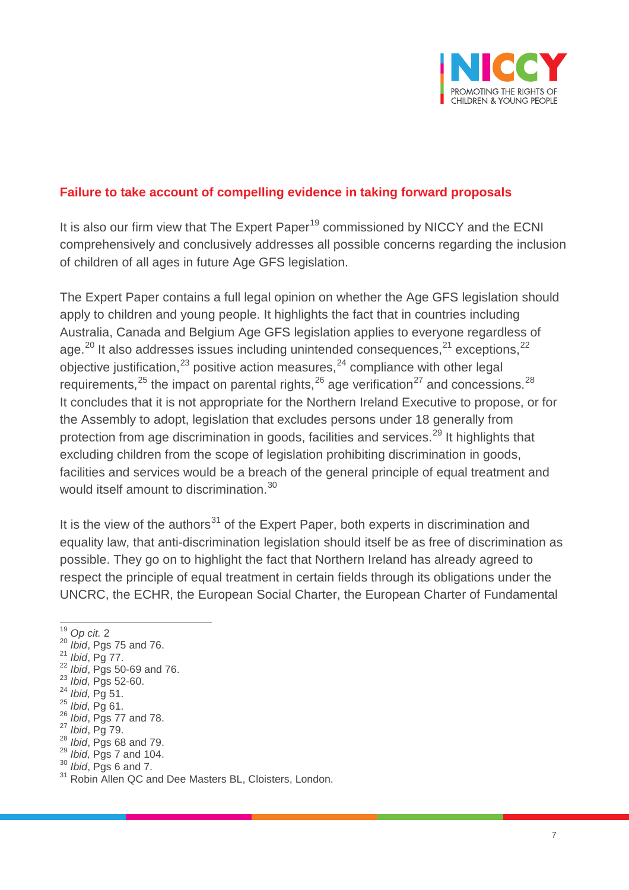## Failure to take account of compelling evidence in taking forward proposals

It is also our firm view that The Expert Paper[19] commissioned by NICCY and the ECNI comprehensively and conclusively addresses all possible concerns regarding the inclusion of children of all ages in future Age GFS legislation.

The Expert Paper contains a full legal opinion on whether the Age GFS legislation should apply to children and young people. It highlights the fact that in countries including Australia, Canada and Belgium Age GFS legislation applies to everyone regardless of age.[20] It also addresses issues including unintended consequences,[21] exceptions,[22] objective justification,[23] positive action measures,[24] compliance with other legal requirements,[25] the impact on parental rights,[26] age verification[27] and concessions.[28] It concludes that it is not appropriate for the Northern Ireland Executive to propose, or for the Assembly to adopt, legislation that excludes persons under 18 generally from protection from age discrimination in goods, facilities and services.[29] It highlights that excluding children from the scope of legislation prohibiting discrimination in goods, facilities and services would be a breach of the general principle of equal treatment and would itself amount to discrimination.[30]

It is the view of the authors[31] of the Expert Paper, both experts in discrimination and equality law, that anti-discrimination legislation should itself be as free of discrimination as possible. They go on to highlight the fact that Northern Ireland has already agreed to respect the principle of equal treatment in certain fields through its obligations under the UNCRC, the ECHR, the European Social Charter, the European Charter of Fundamental

---

[19] *Op cit.* 2
[20] *Ibid*, Pgs 75 and 76.
[21] *Ibid*, Pg 77.
[22] *Ibid*, Pgs 50-69 and 76.
[23] *Ibid,* Pgs 52-60.
[24] *Ibid,* Pg 51.
[25] *Ibid,* Pg 61.
[26] *Ibid*, Pgs 77 and 78.
[27] *Ibid*, Pg 79.
[28] *Ibid*, Pgs 68 and 79.
[29] *Ibid,* Pgs 7 and 104.
[30] *Ibid*, Pgs 6 and 7.
[31] Robin Allen QC and Dee Masters BL, Cloisters, London.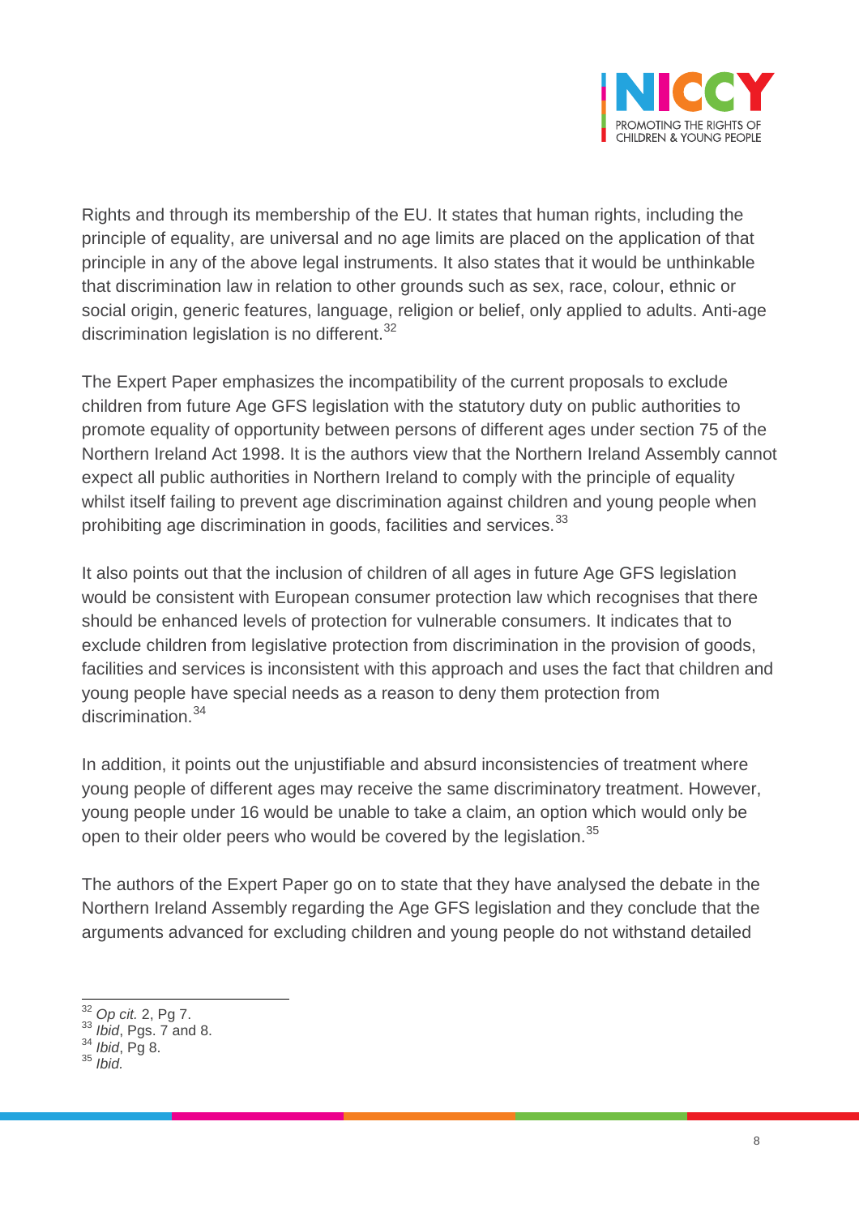Rights and through its membership of the EU. It states that human rights, including the principle of equality, are universal and no age limits are placed on the application of that principle in any of the above legal instruments. It also states that it would be unthinkable that discrimination law in relation to other grounds such as sex, race, colour, ethnic or social origin, generic features, language, religion or belief, only applied to adults. Anti-age discrimination legislation is no different.[32]

The Expert Paper emphasizes the incompatibility of the current proposals to exclude children from future Age GFS legislation with the statutory duty on public authorities to promote equality of opportunity between persons of different ages under section 75 of the Northern Ireland Act 1998. It is the authors view that the Northern Ireland Assembly cannot expect all public authorities in Northern Ireland to comply with the principle of equality whilst itself failing to prevent age discrimination against children and young people when prohibiting age discrimination in goods, facilities and services.[33]

It also points out that the inclusion of children of all ages in future Age GFS legislation would be consistent with European consumer protection law which recognises that there should be enhanced levels of protection for vulnerable consumers. It indicates that to exclude children from legislative protection from discrimination in the provision of goods, facilities and services is inconsistent with this approach and uses the fact that children and young people have special needs as a reason to deny them protection from discrimination.[34]

In addition, it points out the unjustifiable and absurd inconsistencies of treatment where young people of different ages may receive the same discriminatory treatment. However, young people under 16 would be unable to take a claim, an option which would only be open to their older peers who would be covered by the legislation.[35]

The authors of the Expert Paper go on to state that they have analysed the debate in the Northern Ireland Assembly regarding the Age GFS legislation and they conclude that the arguments advanced for excluding children and young people do not withstand detailed

---

[32] *Op cit.* 2, Pg 7.
[33] *Ibid*, Pgs. 7 and 8.
[34] *Ibid*, Pg 8.
[35] *Ibid.*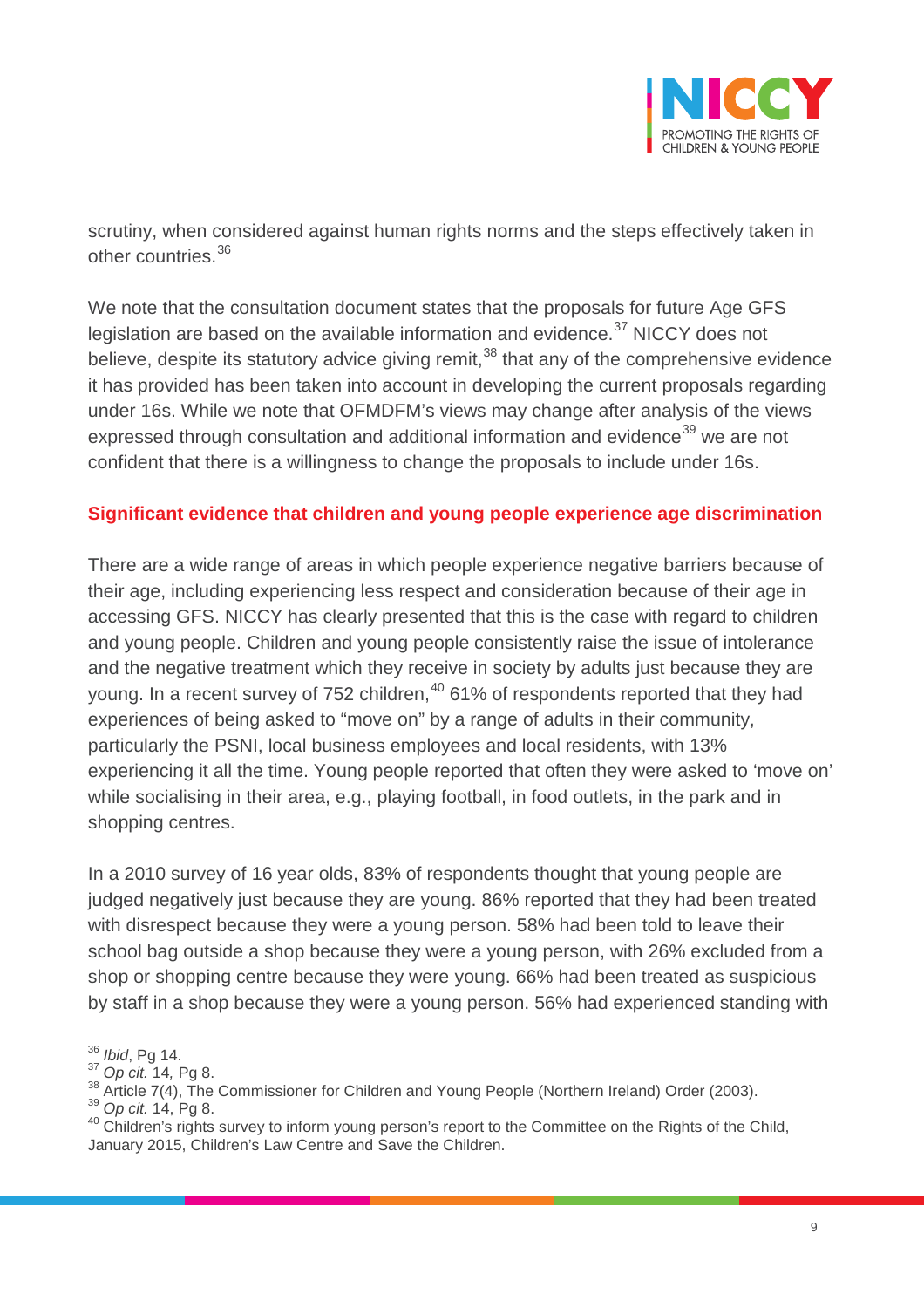scrutiny, when considered against human rights norms and the steps effectively taken in other countries.[36]

We note that the consultation document states that the proposals for future Age GFS legislation are based on the available information and evidence.[37] NICCY does not believe, despite its statutory advice giving remit,[38] that any of the comprehensive evidence it has provided has been taken into account in developing the current proposals regarding under 16s. While we note that OFMDFM's views may change after analysis of the views expressed through consultation and additional information and evidence[39] we are not confident that there is a willingness to change the proposals to include under 16s.

## Significant evidence that children and young people experience age discrimination

There are a wide range of areas in which people experience negative barriers because of their age, including experiencing less respect and consideration because of their age in accessing GFS. NICCY has clearly presented that this is the case with regard to children and young people. Children and young people consistently raise the issue of intolerance and the negative treatment which they receive in society by adults just because they are young. In a recent survey of 752 children,[40] 61% of respondents reported that they had experiences of being asked to "move on" by a range of adults in their community, particularly the PSNI, local business employees and local residents, with 13% experiencing it all the time. Young people reported that often they were asked to 'move on' while socialising in their area, e.g., playing football, in food outlets, in the park and in shopping centres.

In a 2010 survey of 16 year olds, 83% of respondents thought that young people are judged negatively just because they are young. 86% reported that they had been treated with disrespect because they were a young person. 58% had been told to leave their school bag outside a shop because they were a young person, with 26% excluded from a shop or shopping centre because they were young. 66% had been treated as suspicious by staff in a shop because they were a young person. 56% had experienced standing with

---

[36] *Ibid*, Pg 14.
[37] *Op cit.* 14, Pg 8.
[38] Article 7(4), The Commissioner for Children and Young People (Northern Ireland) Order (2003).
[39] *Op cit.* 14, Pg 8.
[40] Children's rights survey to inform young person's report to the Committee on the Rights of the Child, January 2015, Children's Law Centre and Save the Children.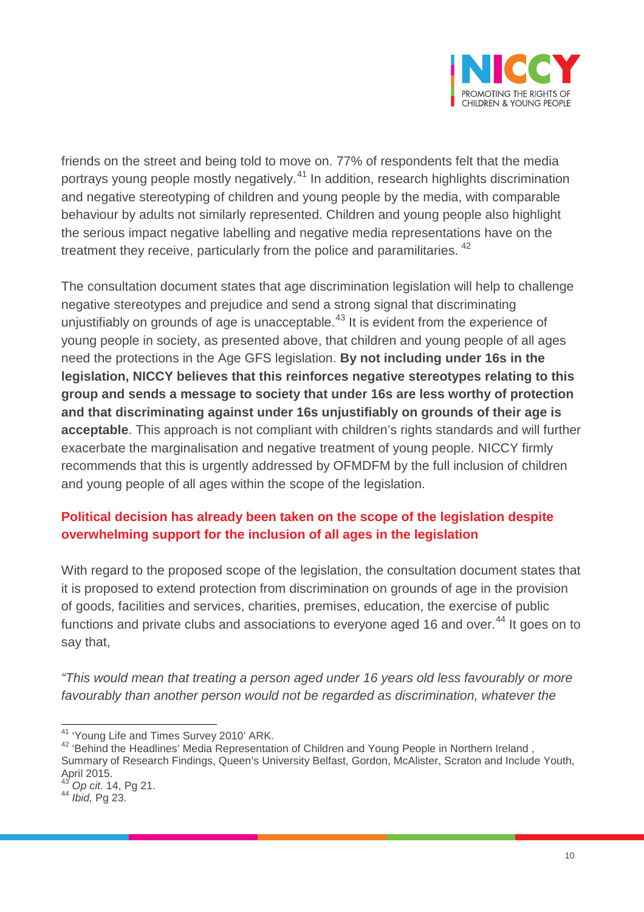friends on the street and being told to move on. 77% of respondents felt that the media portrays young people mostly negatively.[41] In addition, research highlights discrimination and negative stereotyping of children and young people by the media, with comparable behaviour by adults not similarly represented. Children and young people also highlight the serious impact negative labelling and negative media representations have on the treatment they receive, particularly from the police and paramilitaries.[42]

The consultation document states that age discrimination legislation will help to challenge negative stereotypes and prejudice and send a strong signal that discriminating unjustifiably on grounds of age is unacceptable.[43] It is evident from the experience of young people in society, as presented above, that children and young people of all ages need the protections in the Age GFS legislation. **By not including under 16s in the legislation, NICCY believes that this reinforces negative stereotypes relating to this group and sends a message to society that under 16s are less worthy of protection and that discriminating against under 16s unjustifiably on grounds of their age is acceptable**. This approach is not compliant with children's rights standards and will further exacerbate the marginalisation and negative treatment of young people. NICCY firmly recommends that this is urgently addressed by OFMDFM by the full inclusion of children and young people of all ages within the scope of the legislation.

**Political decision has already been taken on the scope of the legislation despite overwhelming support for the inclusion of all ages in the legislation**

With regard to the proposed scope of the legislation, the consultation document states that it is proposed to extend protection from discrimination on grounds of age in the provision of goods, facilities and services, charities, premises, education, the exercise of public functions and private clubs and associations to everyone aged 16 and over.[44] It goes on to say that,

*"This would mean that treating a person aged under 16 years old less favourably or more favourably than another person would not be regarded as discrimination, whatever the*

---

[41] 'Young Life and Times Survey 2010' ARK.

[42] 'Behind the Headlines' Media Representation of Children and Young People in Northern Ireland , Summary of Research Findings, Queen's University Belfast, Gordon, McAlister, Scraton and Include Youth, April 2015.

[43] *Op cit.* 14, Pg 21.

[44] *Ibid,* Pg 23.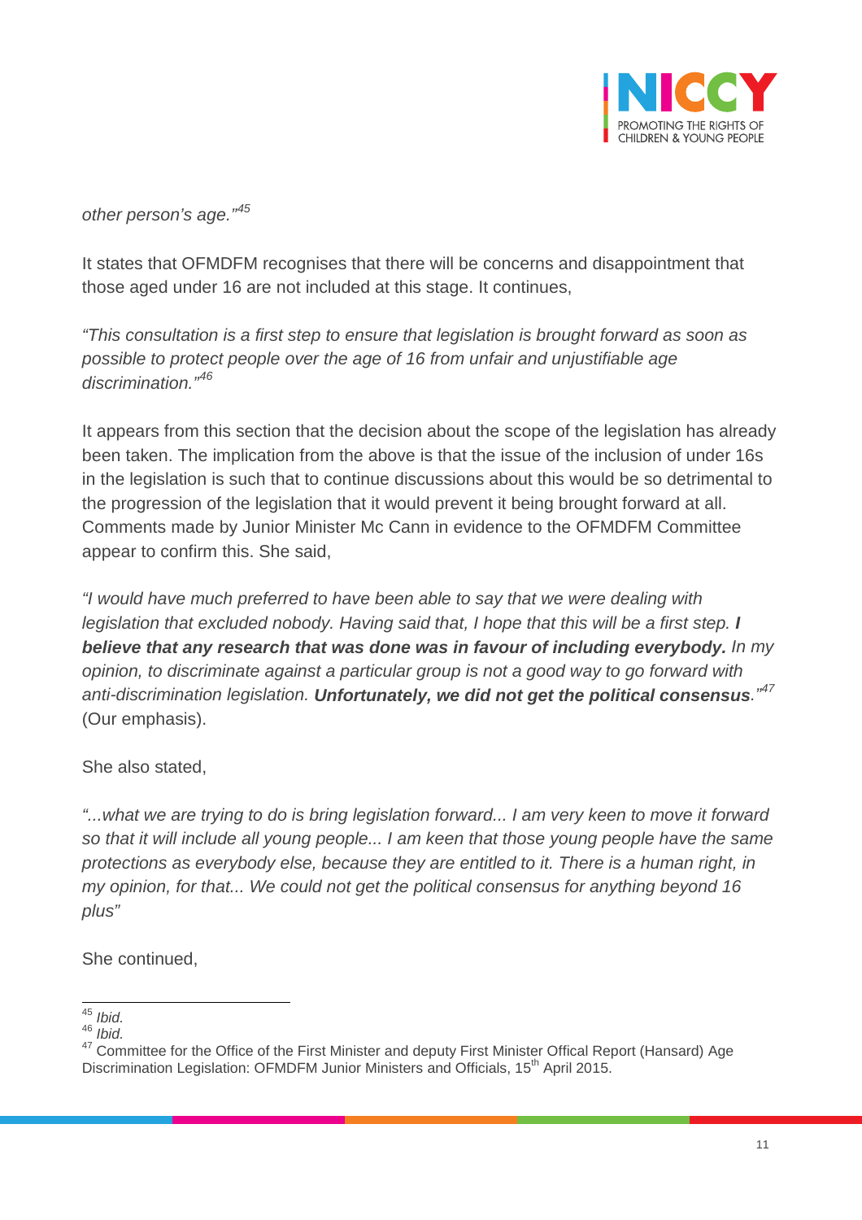*other person's age."*[45]

It states that OFMDFM recognises that there will be concerns and disappointment that those aged under 16 are not included at this stage. It continues,

*"This consultation is a first step to ensure that legislation is brought forward as soon as possible to protect people over the age of 16 from unfair and unjustifiable age discrimination."*[46]

It appears from this section that the decision about the scope of the legislation has already been taken. The implication from the above is that the issue of the inclusion of under 16s in the legislation is such that to continue discussions about this would be so detrimental to the progression of the legislation that it would prevent it being brought forward at all. Comments made by Junior Minister Mc Cann in evidence to the OFMDFM Committee appear to confirm this. She said,

*"I would have much preferred to have been able to say that we were dealing with legislation that excluded nobody. Having said that, I hope that this will be a first step.* ***I believe that any research that was done was in favour of including everybody.*** *In my opinion, to discriminate against a particular group is not a good way to go forward with anti-discrimination legislation.* ***Unfortunately, we did not get the political consensus****."*[47] (Our emphasis).

She also stated,

*"...what we are trying to do is bring legislation forward... I am very keen to move it forward so that it will include all young people... I am keen that those young people have the same protections as everybody else, because they are entitled to it. There is a human right, in my opinion, for that... We could not get the political consensus for anything beyond 16 plus"*

She continued,

---

[45] *Ibid.*
[46] *Ibid.*
[47] Committee for the Office of the First Minister and deputy First Minister Offical Report (Hansard) Age Discrimination Legislation: OFMDFM Junior Ministers and Officials, 15th April 2015.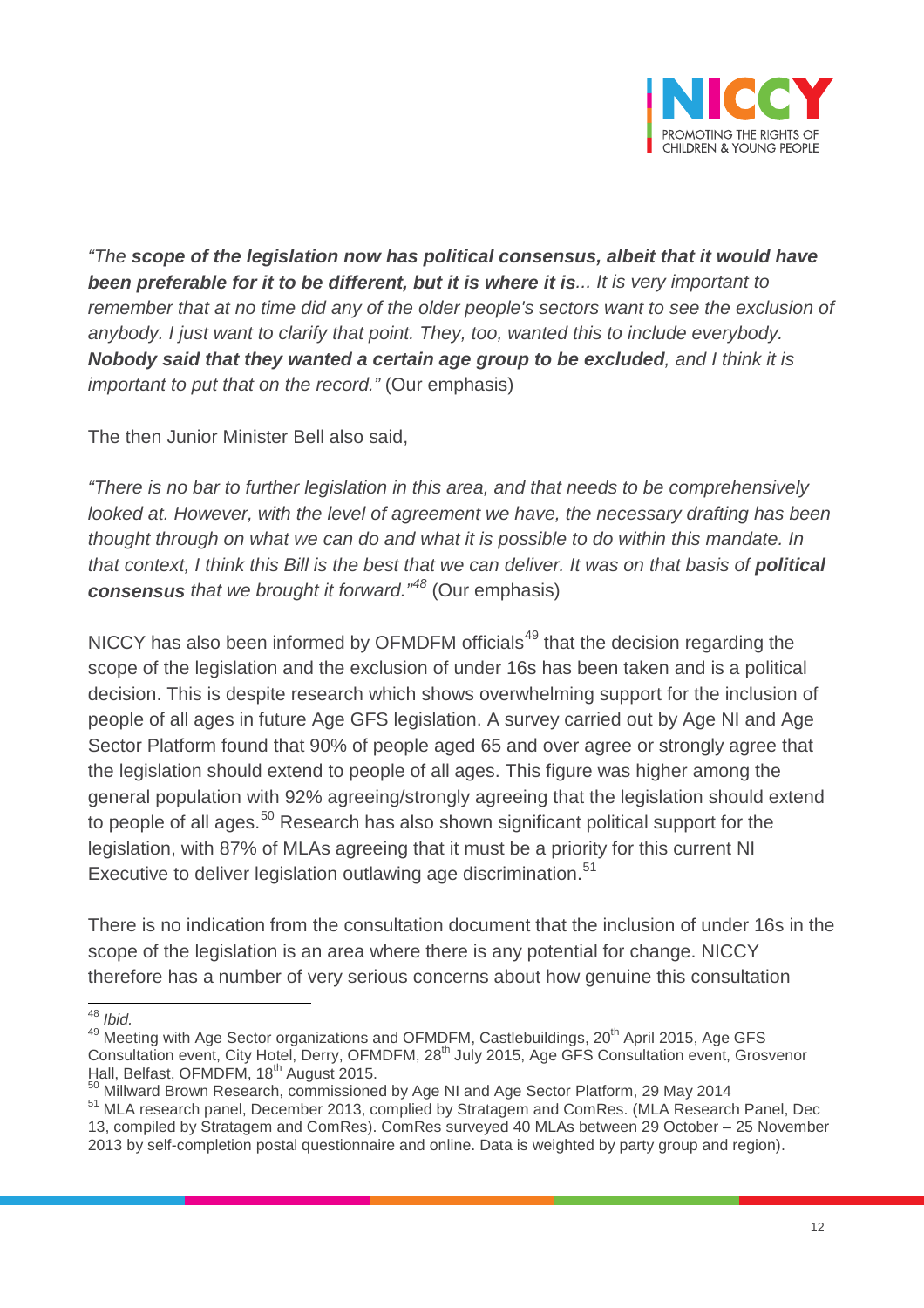*"The **scope of the legislation now has political consensus, albeit that it would have been preferable for it to be different, but it is where it is**... It is very important to remember that at no time did any of the older people's sectors want to see the exclusion of anybody. I just want to clarify that point. They, too, wanted this to include everybody. **Nobody said that they wanted a certain age group to be excluded**, and I think it is important to put that on the record."* (Our emphasis)

The then Junior Minister Bell also said,

*"There is no bar to further legislation in this area, and that needs to be comprehensively looked at. However, with the level of agreement we have, the necessary drafting has been thought through on what we can do and what it is possible to do within this mandate. In that context, I think this Bill is the best that we can deliver. It was on that basis of **political consensus** that we brought it forward."*[48] (Our emphasis)

NICCY has also been informed by OFMDFM officials[49] that the decision regarding the scope of the legislation and the exclusion of under 16s has been taken and is a political decision. This is despite research which shows overwhelming support for the inclusion of people of all ages in future Age GFS legislation. A survey carried out by Age NI and Age Sector Platform found that 90% of people aged 65 and over agree or strongly agree that the legislation should extend to people of all ages. This figure was higher among the general population with 92% agreeing/strongly agreeing that the legislation should extend to people of all ages.[50] Research has also shown significant political support for the legislation, with 87% of MLAs agreeing that it must be a priority for this current NI Executive to deliver legislation outlawing age discrimination.[51]

There is no indication from the consultation document that the inclusion of under 16s in the scope of the legislation is an area where there is any potential for change. NICCY therefore has a number of very serious concerns about how genuine this consultation

---

[48] *Ibid.*

[49] Meeting with Age Sector organizations and OFMDFM, Castlebuildings, 20th April 2015, Age GFS Consultation event, City Hotel, Derry, OFMDFM, 28th July 2015, Age GFS Consultation event, Grosvenor Hall, Belfast, OFMDFM, 18th August 2015.

[50] Millward Brown Research, commissioned by Age NI and Age Sector Platform, 29 May 2014

[51] MLA research panel, December 2013, complied by Stratagem and ComRes. (MLA Research Panel, Dec 13, compiled by Stratagem and ComRes). ComRes surveyed 40 MLAs between 29 October – 25 November 2013 by self-completion postal questionnaire and online. Data is weighted by party group and region).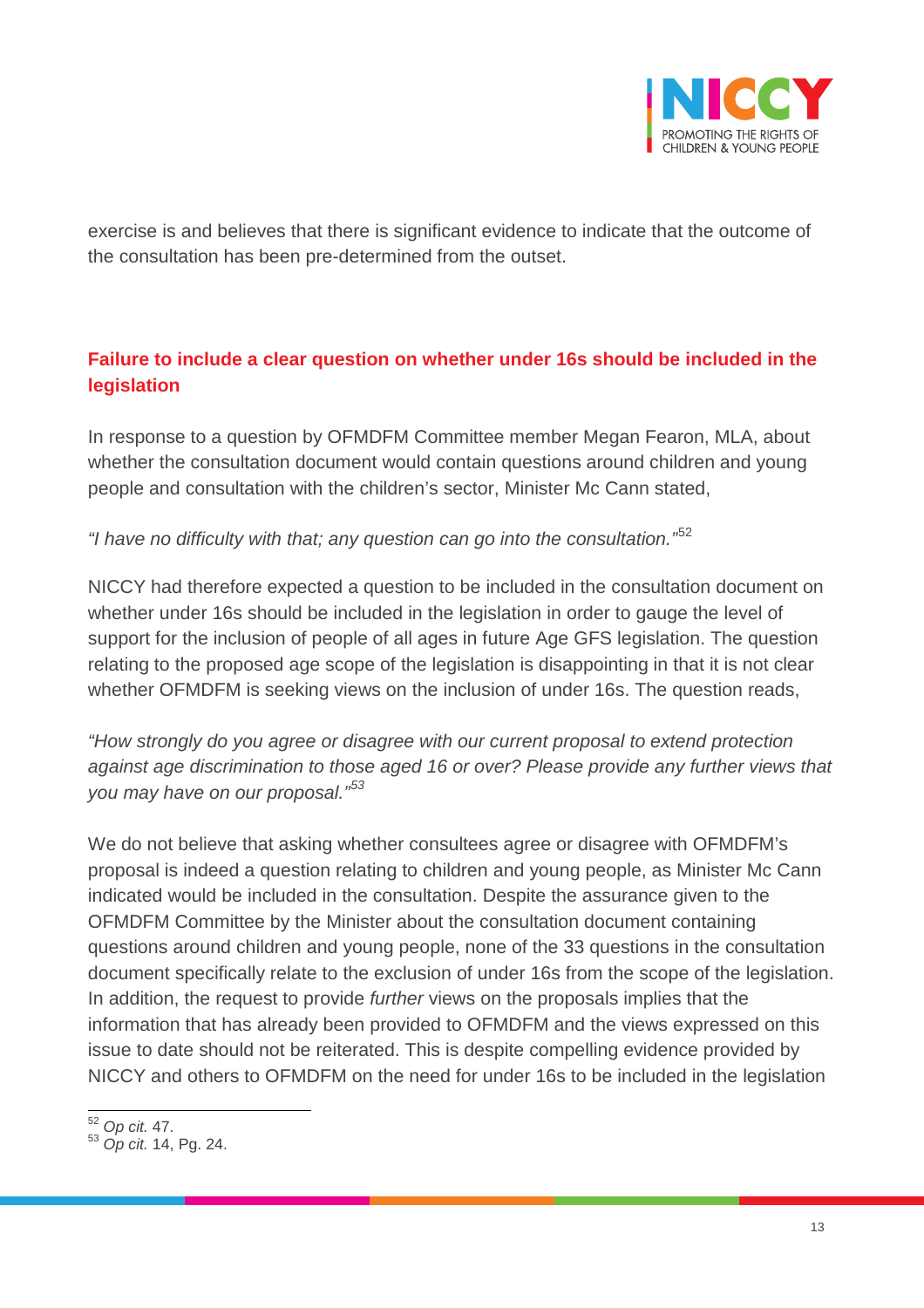exercise is and believes that there is significant evidence to indicate that the outcome of the consultation has been pre-determined from the outset.

### Failure to include a clear question on whether under 16s should be included in the legislation

In response to a question by OFMDFM Committee member Megan Fearon, MLA, about whether the consultation document would contain questions around children and young people and consultation with the children's sector, Minister Mc Cann stated,

*"I have no difficulty with that; any question can go into the consultation."*[52]

NICCY had therefore expected a question to be included in the consultation document on whether under 16s should be included in the legislation in order to gauge the level of support for the inclusion of people of all ages in future Age GFS legislation. The question relating to the proposed age scope of the legislation is disappointing in that it is not clear whether OFMDFM is seeking views on the inclusion of under 16s. The question reads,

*"How strongly do you agree or disagree with our current proposal to extend protection against age discrimination to those aged 16 or over? Please provide any further views that you may have on our proposal."*[53]

We do not believe that asking whether consultees agree or disagree with OFMDFM's proposal is indeed a question relating to children and young people, as Minister Mc Cann indicated would be included in the consultation. Despite the assurance given to the OFMDFM Committee by the Minister about the consultation document containing questions around children and young people, none of the 33 questions in the consultation document specifically relate to the exclusion of under 16s from the scope of the legislation. In addition, the request to provide *further* views on the proposals implies that the information that has already been provided to OFMDFM and the views expressed on this issue to date should not be reiterated. This is despite compelling evidence provided by NICCY and others to OFMDFM on the need for under 16s to be included in the legislation

---

[52] *Op cit.* 47.
[53] *Op cit.* 14, Pg. 24.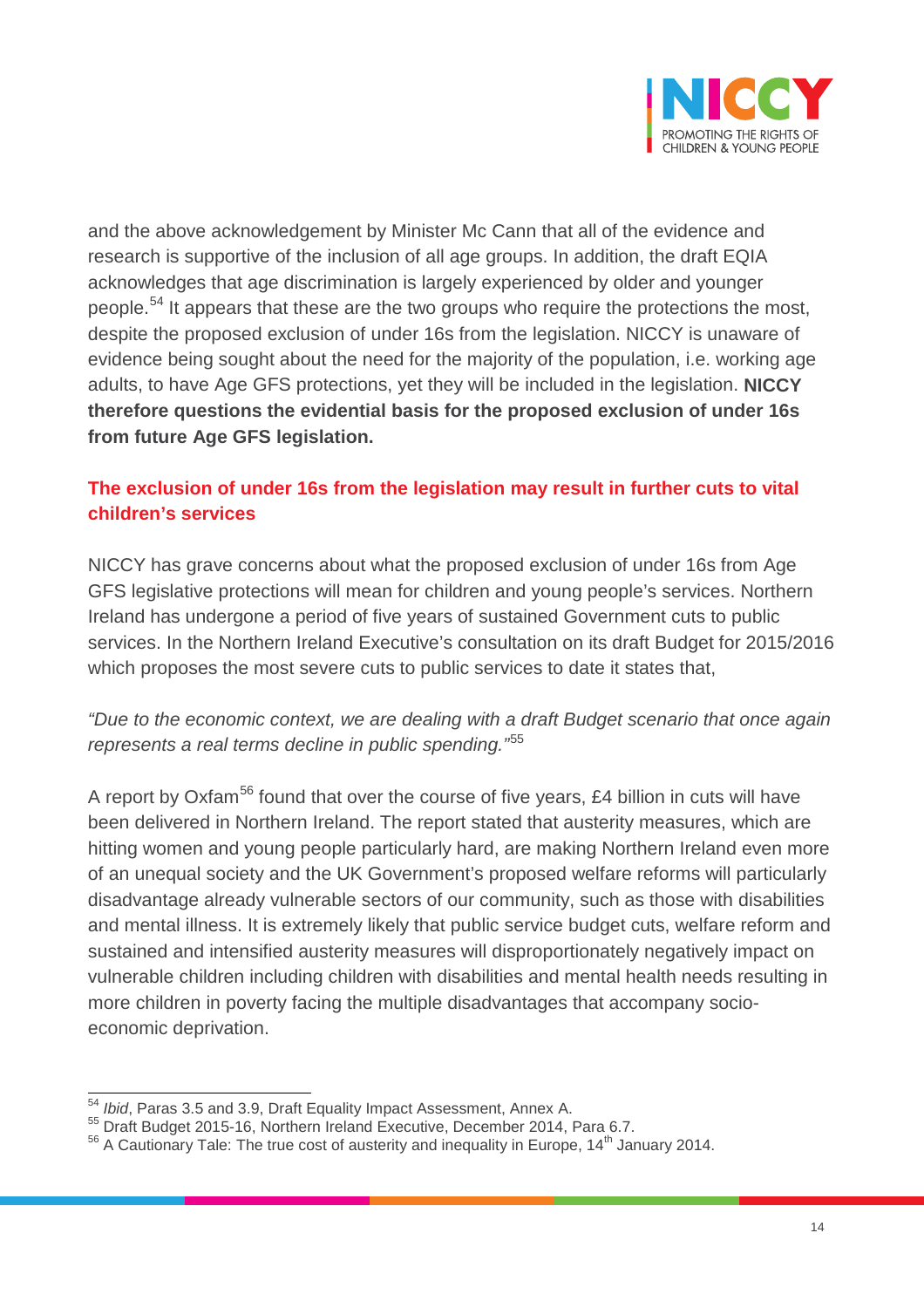and the above acknowledgement by Minister Mc Cann that all of the evidence and research is supportive of the inclusion of all age groups. In addition, the draft EQIA acknowledges that age discrimination is largely experienced by older and younger people.[54] It appears that these are the two groups who require the protections the most, despite the proposed exclusion of under 16s from the legislation. NICCY is unaware of evidence being sought about the need for the majority of the population, i.e. working age adults, to have Age GFS protections, yet they will be included in the legislation. **NICCY therefore questions the evidential basis for the proposed exclusion of under 16s from future Age GFS legislation.**

## The exclusion of under 16s from the legislation may result in further cuts to vital children's services

NICCY has grave concerns about what the proposed exclusion of under 16s from Age GFS legislative protections will mean for children and young people's services. Northern Ireland has undergone a period of five years of sustained Government cuts to public services. In the Northern Ireland Executive's consultation on its draft Budget for 2015/2016 which proposes the most severe cuts to public services to date it states that,

*"Due to the economic context, we are dealing with a draft Budget scenario that once again represents a real terms decline in public spending."*[55]

A report by Oxfam[56] found that over the course of five years, £4 billion in cuts will have been delivered in Northern Ireland. The report stated that austerity measures, which are hitting women and young people particularly hard, are making Northern Ireland even more of an unequal society and the UK Government's proposed welfare reforms will particularly disadvantage already vulnerable sectors of our community, such as those with disabilities and mental illness. It is extremely likely that public service budget cuts, welfare reform and sustained and intensified austerity measures will disproportionately negatively impact on vulnerable children including children with disabilities and mental health needs resulting in more children in poverty facing the multiple disadvantages that accompany socio-economic deprivation.

---

[54] *Ibid*, Paras 3.5 and 3.9, Draft Equality Impact Assessment, Annex A.

[55] Draft Budget 2015-16, Northern Ireland Executive, December 2014, Para 6.7.

[56] A Cautionary Tale: The true cost of austerity and inequality in Europe, 14th January 2014.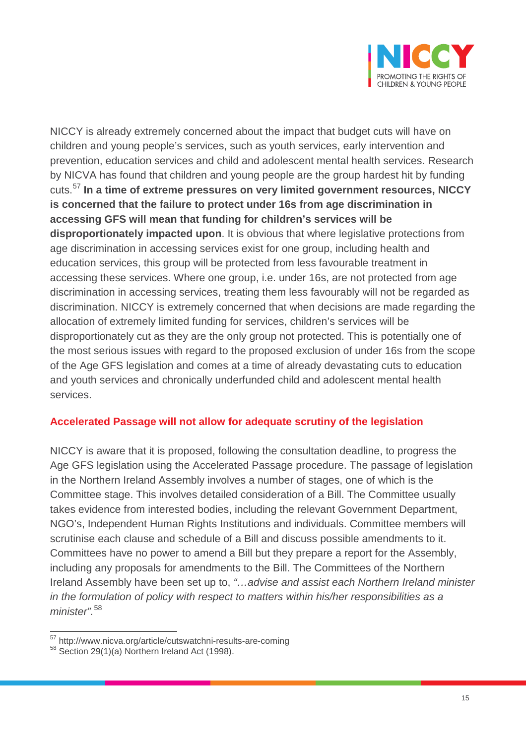NICCY is already extremely concerned about the impact that budget cuts will have on children and young people's services, such as youth services, early intervention and prevention, education services and child and adolescent mental health services. Research by NICVA has found that children and young people are the group hardest hit by funding cuts.[57] **In a time of extreme pressures on very limited government resources, NICCY is concerned that the failure to protect under 16s from age discrimination in accessing GFS will mean that funding for children's services will be disproportionately impacted upon**. It is obvious that where legislative protections from age discrimination in accessing services exist for one group, including health and education services, this group will be protected from less favourable treatment in accessing these services. Where one group, i.e. under 16s, are not protected from age discrimination in accessing services, treating them less favourably will not be regarded as discrimination. NICCY is extremely concerned that when decisions are made regarding the allocation of extremely limited funding for services, children's services will be disproportionately cut as they are the only group not protected. This is potentially one of the most serious issues with regard to the proposed exclusion of under 16s from the scope of the Age GFS legislation and comes at a time of already devastating cuts to education and youth services and chronically underfunded child and adolescent mental health services.

## Accelerated Passage will not allow for adequate scrutiny of the legislation

NICCY is aware that it is proposed, following the consultation deadline, to progress the Age GFS legislation using the Accelerated Passage procedure. The passage of legislation in the Northern Ireland Assembly involves a number of stages, one of which is the Committee stage. This involves detailed consideration of a Bill. The Committee usually takes evidence from interested bodies, including the relevant Government Department, NGO's, Independent Human Rights Institutions and individuals. Committee members will scrutinise each clause and schedule of a Bill and discuss possible amendments to it. Committees have no power to amend a Bill but they prepare a report for the Assembly, including any proposals for amendments to the Bill. The Committees of the Northern Ireland Assembly have been set up to, *"…advise and assist each Northern Ireland minister in the formulation of policy with respect to matters within his/her responsibilities as a minister".*[58]

---

[57] http://www.nicva.org/article/cutswatchni-results-are-coming

[58] Section 29(1)(a) Northern Ireland Act (1998).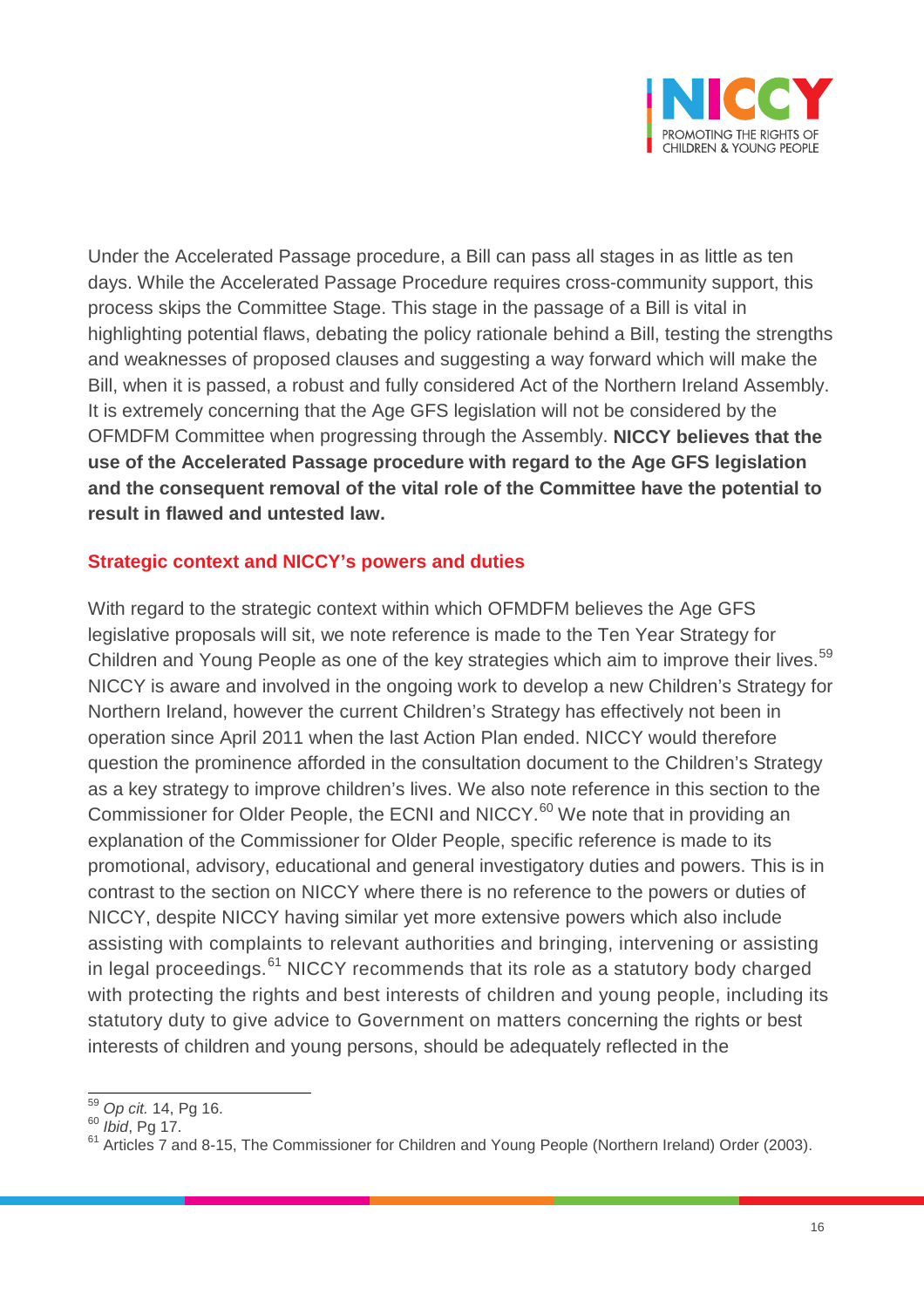Under the Accelerated Passage procedure, a Bill can pass all stages in as little as ten days. While the Accelerated Passage Procedure requires cross-community support, this process skips the Committee Stage. This stage in the passage of a Bill is vital in highlighting potential flaws, debating the policy rationale behind a Bill, testing the strengths and weaknesses of proposed clauses and suggesting a way forward which will make the Bill, when it is passed, a robust and fully considered Act of the Northern Ireland Assembly. It is extremely concerning that the Age GFS legislation will not be considered by the OFMDFM Committee when progressing through the Assembly. **NICCY believes that the use of the Accelerated Passage procedure with regard to the Age GFS legislation and the consequent removal of the vital role of the Committee have the potential to result in flawed and untested law.**

## Strategic context and NICCY's powers and duties

With regard to the strategic context within which OFMDFM believes the Age GFS legislative proposals will sit, we note reference is made to the Ten Year Strategy for Children and Young People as one of the key strategies which aim to improve their lives.[59] NICCY is aware and involved in the ongoing work to develop a new Children's Strategy for Northern Ireland, however the current Children's Strategy has effectively not been in operation since April 2011 when the last Action Plan ended. NICCY would therefore question the prominence afforded in the consultation document to the Children's Strategy as a key strategy to improve children's lives. We also note reference in this section to the Commissioner for Older People, the ECNI and NICCY.[60] We note that in providing an explanation of the Commissioner for Older People, specific reference is made to its promotional, advisory, educational and general investigatory duties and powers. This is in contrast to the section on NICCY where there is no reference to the powers or duties of NICCY, despite NICCY having similar yet more extensive powers which also include assisting with complaints to relevant authorities and bringing, intervening or assisting in legal proceedings.[61] NICCY recommends that its role as a statutory body charged with protecting the rights and best interests of children and young people, including its statutory duty to give advice to Government on matters concerning the rights or best interests of children and young persons, should be adequately reflected in the

---

[59] *Op cit.* 14, Pg 16.

[60] *Ibid*, Pg 17.

[61] Articles 7 and 8-15, The Commissioner for Children and Young People (Northern Ireland) Order (2003).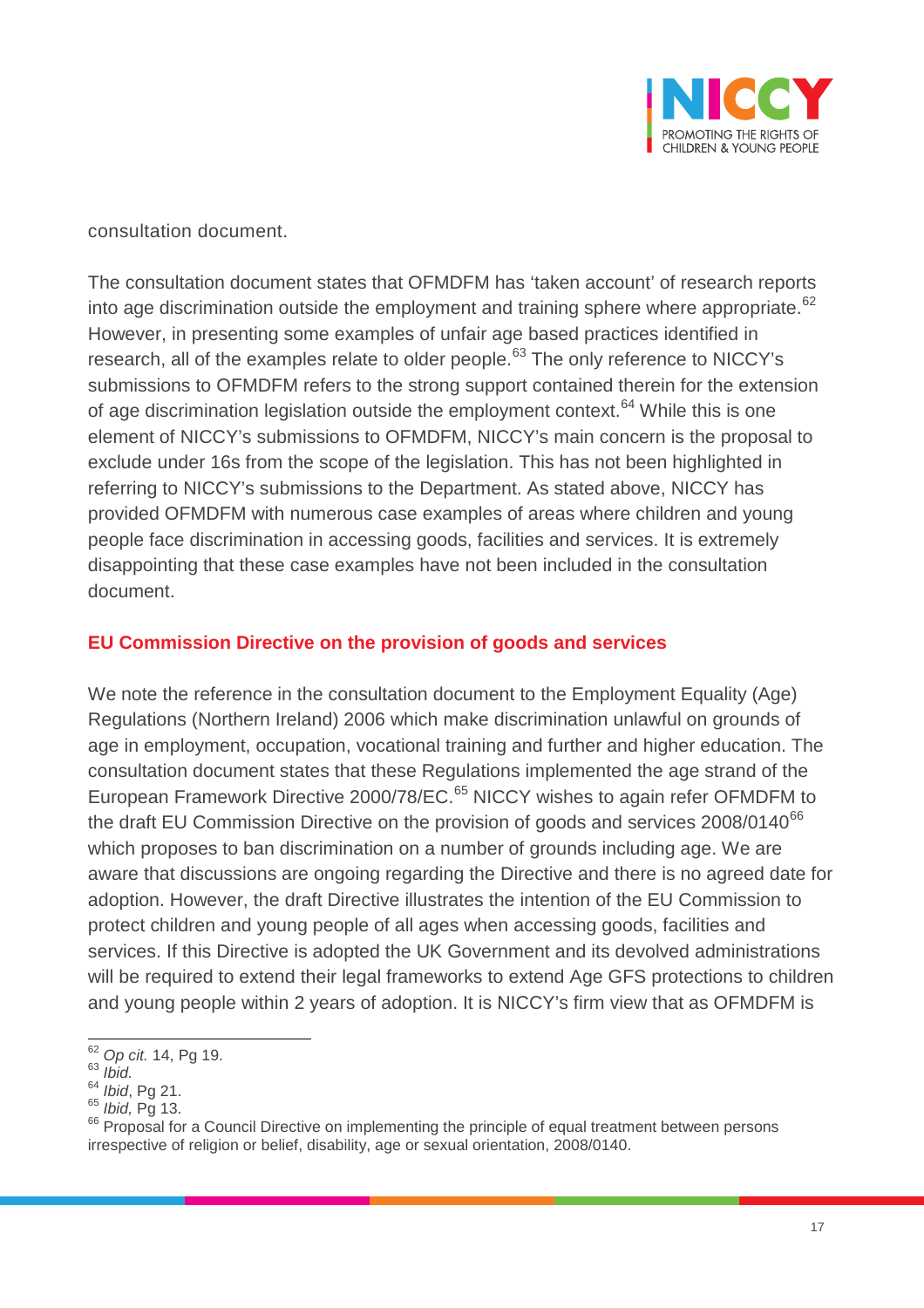consultation document.

The consultation document states that OFMDFM has 'taken account' of research reports into age discrimination outside the employment and training sphere where appropriate.[62] However, in presenting some examples of unfair age based practices identified in research, all of the examples relate to older people.[63] The only reference to NICCY's submissions to OFMDFM refers to the strong support contained therein for the extension of age discrimination legislation outside the employment context.[64] While this is one element of NICCY's submissions to OFMDFM, NICCY's main concern is the proposal to exclude under 16s from the scope of the legislation. This has not been highlighted in referring to NICCY's submissions to the Department. As stated above, NICCY has provided OFMDFM with numerous case examples of areas where children and young people face discrimination in accessing goods, facilities and services. It is extremely disappointing that these case examples have not been included in the consultation document.

## EU Commission Directive on the provision of goods and services

We note the reference in the consultation document to the Employment Equality (Age) Regulations (Northern Ireland) 2006 which make discrimination unlawful on grounds of age in employment, occupation, vocational training and further and higher education. The consultation document states that these Regulations implemented the age strand of the European Framework Directive 2000/78/EC.[65] NICCY wishes to again refer OFMDFM to the draft EU Commission Directive on the provision of goods and services 2008/0140[66] which proposes to ban discrimination on a number of grounds including age. We are aware that discussions are ongoing regarding the Directive and there is no agreed date for adoption. However, the draft Directive illustrates the intention of the EU Commission to protect children and young people of all ages when accessing goods, facilities and services. If this Directive is adopted the UK Government and its devolved administrations will be required to extend their legal frameworks to extend Age GFS protections to children and young people within 2 years of adoption. It is NICCY's firm view that as OFMDFM is

---

[62] *Op cit.* 14, Pg 19.
[63] *Ibid.*
[64] *Ibid*, Pg 21.
[65] *Ibid,* Pg 13.
[66] Proposal for a Council Directive on implementing the principle of equal treatment between persons irrespective of religion or belief, disability, age or sexual orientation, 2008/0140.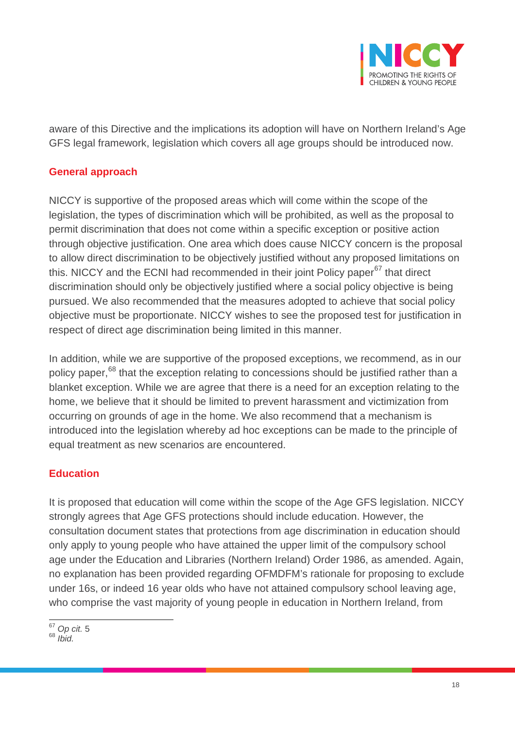aware of this Directive and the implications its adoption will have on Northern Ireland's Age GFS legal framework, legislation which covers all age groups should be introduced now.

## General approach

NICCY is supportive of the proposed areas which will come within the scope of the legislation, the types of discrimination which will be prohibited, as well as the proposal to permit discrimination that does not come within a specific exception or positive action through objective justification. One area which does cause NICCY concern is the proposal to allow direct discrimination to be objectively justified without any proposed limitations on this. NICCY and the ECNI had recommended in their joint Policy paper[67] that direct discrimination should only be objectively justified where a social policy objective is being pursued. We also recommended that the measures adopted to achieve that social policy objective must be proportionate. NICCY wishes to see the proposed test for justification in respect of direct age discrimination being limited in this manner.

In addition, while we are supportive of the proposed exceptions, we recommend, as in our policy paper,[68] that the exception relating to concessions should be justified rather than a blanket exception. While we are agree that there is a need for an exception relating to the home, we believe that it should be limited to prevent harassment and victimization from occurring on grounds of age in the home. We also recommend that a mechanism is introduced into the legislation whereby ad hoc exceptions can be made to the principle of equal treatment as new scenarios are encountered.

## Education

It is proposed that education will come within the scope of the Age GFS legislation. NICCY strongly agrees that Age GFS protections should include education. However, the consultation document states that protections from age discrimination in education should only apply to young people who have attained the upper limit of the compulsory school age under the Education and Libraries (Northern Ireland) Order 1986, as amended. Again, no explanation has been provided regarding OFMDFM's rationale for proposing to exclude under 16s, or indeed 16 year olds who have not attained compulsory school leaving age, who comprise the vast majority of young people in education in Northern Ireland, from

---

[67] *Op cit.* 5
[68] *Ibid.*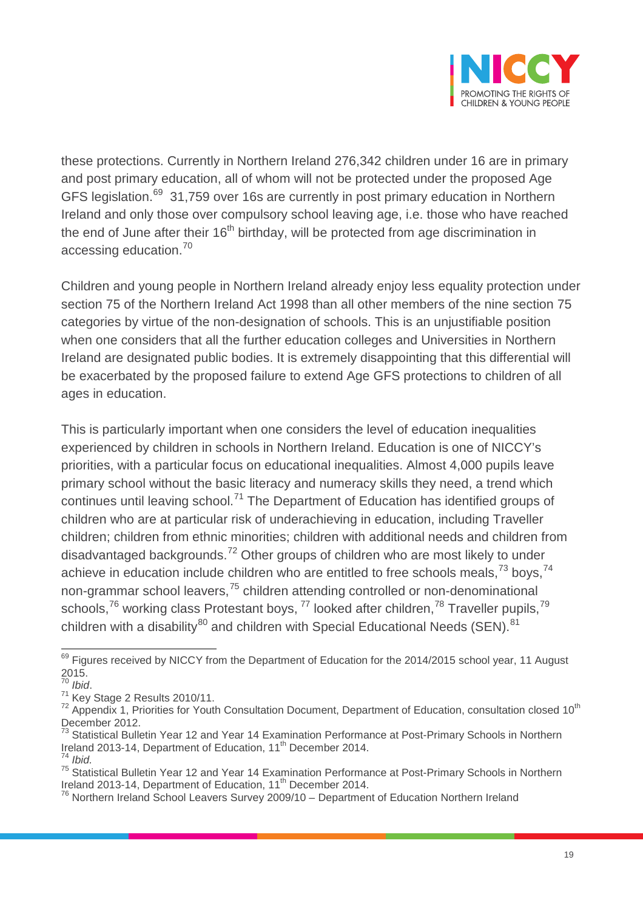these protections. Currently in Northern Ireland 276,342 children under 16 are in primary and post primary education, all of whom will not be protected under the proposed Age GFS legislation.[69] 31,759 over 16s are currently in post primary education in Northern Ireland and only those over compulsory school leaving age, i.e. those who have reached the end of June after their 16th birthday, will be protected from age discrimination in accessing education.[70]

Children and young people in Northern Ireland already enjoy less equality protection under section 75 of the Northern Ireland Act 1998 than all other members of the nine section 75 categories by virtue of the non-designation of schools. This is an unjustifiable position when one considers that all the further education colleges and Universities in Northern Ireland are designated public bodies. It is extremely disappointing that this differential will be exacerbated by the proposed failure to extend Age GFS protections to children of all ages in education.

This is particularly important when one considers the level of education inequalities experienced by children in schools in Northern Ireland. Education is one of NICCY's priorities, with a particular focus on educational inequalities. Almost 4,000 pupils leave primary school without the basic literacy and numeracy skills they need, a trend which continues until leaving school.[71] The Department of Education has identified groups of children who are at particular risk of underachieving in education, including Traveller children; children from ethnic minorities; children with additional needs and children from disadvantaged backgrounds.[72] Other groups of children who are most likely to under achieve in education include children who are entitled to free schools meals,[73] boys,[74] non-grammar school leavers,[75] children attending controlled or non-denominational schools,[76] working class Protestant boys, [77] looked after children,[78] Traveller pupils,[79] children with a disability[80] and children with Special Educational Needs (SEN).[81]

---

[69] Figures received by NICCY from the Department of Education for the 2014/2015 school year, 11 August 2015.

[70] *Ibid*.

[71] Key Stage 2 Results 2010/11.

[72] Appendix 1, Priorities for Youth Consultation Document, Department of Education, consultation closed 10th December 2012.

[73] Statistical Bulletin Year 12 and Year 14 Examination Performance at Post-Primary Schools in Northern Ireland 2013-14, Department of Education, 11th December 2014.

[74] *Ibid.*

[75] Statistical Bulletin Year 12 and Year 14 Examination Performance at Post-Primary Schools in Northern Ireland 2013-14, Department of Education, 11th December 2014.

[76] Northern Ireland School Leavers Survey 2009/10 – Department of Education Northern Ireland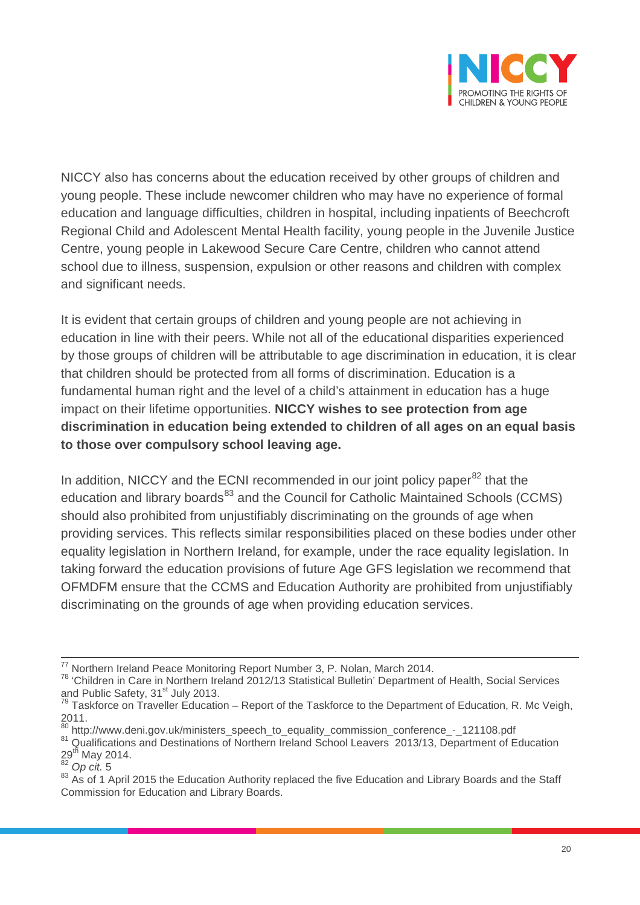NICCY also has concerns about the education received by other groups of children and young people. These include newcomer children who may have no experience of formal education and language difficulties, children in hospital, including inpatients of Beechcroft Regional Child and Adolescent Mental Health facility, young people in the Juvenile Justice Centre, young people in Lakewood Secure Care Centre, children who cannot attend school due to illness, suspension, expulsion or other reasons and children with complex and significant needs.

It is evident that certain groups of children and young people are not achieving in education in line with their peers. While not all of the educational disparities experienced by those groups of children will be attributable to age discrimination in education, it is clear that children should be protected from all forms of discrimination. Education is a fundamental human right and the level of a child's attainment in education has a huge impact on their lifetime opportunities. **NICCY wishes to see protection from age discrimination in education being extended to children of all ages on an equal basis to those over compulsory school leaving age.**

In addition, NICCY and the ECNI recommended in our joint policy paper[82] that the education and library boards[83] and the Council for Catholic Maintained Schools (CCMS) should also prohibited from unjustifiably discriminating on the grounds of age when providing services. This reflects similar responsibilities placed on these bodies under other equality legislation in Northern Ireland, for example, under the race equality legislation. In taking forward the education provisions of future Age GFS legislation we recommend that OFMDFM ensure that the CCMS and Education Authority are prohibited from unjustifiably discriminating on the grounds of age when providing education services.

---

[77] Northern Ireland Peace Monitoring Report Number 3, P. Nolan, March 2014.
[78] 'Children in Care in Northern Ireland 2012/13 Statistical Bulletin' Department of Health, Social Services and Public Safety, 31st July 2013.
[79] Taskforce on Traveller Education – Report of the Taskforce to the Department of Education, R. Mc Veigh, 2011.
[80] http://www.deni.gov.uk/ministers_speech_to_equality_commission_conference_-_121108.pdf
[81] Qualifications and Destinations of Northern Ireland School Leavers 2013/13, Department of Education 29th May 2014.
[82] *Op cit.* 5
[83] As of 1 April 2015 the Education Authority replaced the five Education and Library Boards and the Staff Commission for Education and Library Boards.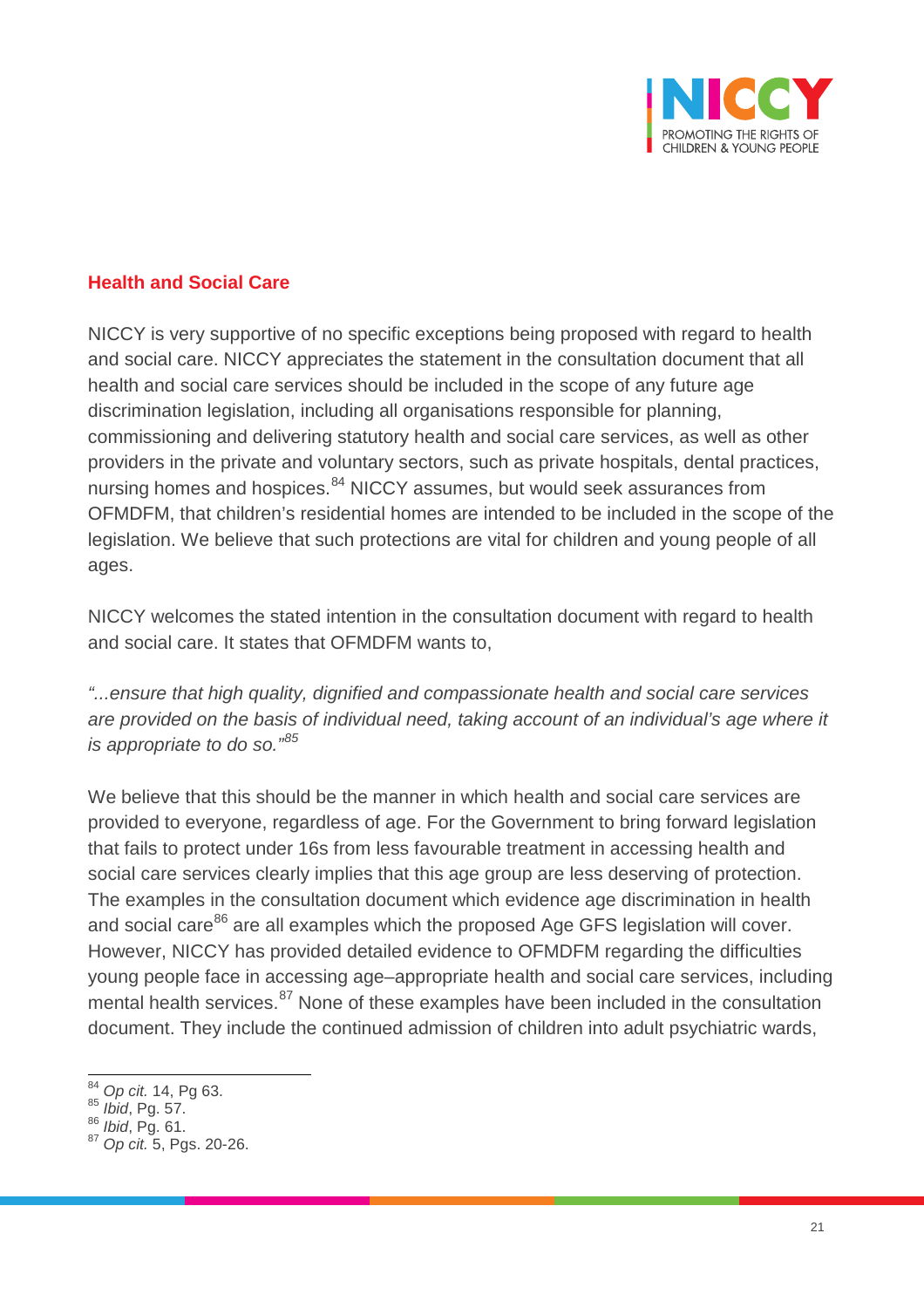## Health and Social Care

NICCY is very supportive of no specific exceptions being proposed with regard to health and social care. NICCY appreciates the statement in the consultation document that all health and social care services should be included in the scope of any future age discrimination legislation, including all organisations responsible for planning, commissioning and delivering statutory health and social care services, as well as other providers in the private and voluntary sectors, such as private hospitals, dental practices, nursing homes and hospices.[84] NICCY assumes, but would seek assurances from OFMDFM, that children's residential homes are intended to be included in the scope of the legislation. We believe that such protections are vital for children and young people of all ages.

NICCY welcomes the stated intention in the consultation document with regard to health and social care. It states that OFMDFM wants to,

*"...ensure that high quality, dignified and compassionate health and social care services are provided on the basis of individual need, taking account of an individual's age where it is appropriate to do so."*[85]

We believe that this should be the manner in which health and social care services are provided to everyone, regardless of age. For the Government to bring forward legislation that fails to protect under 16s from less favourable treatment in accessing health and social care services clearly implies that this age group are less deserving of protection. The examples in the consultation document which evidence age discrimination in health and social care[86] are all examples which the proposed Age GFS legislation will cover. However, NICCY has provided detailed evidence to OFMDFM regarding the difficulties young people face in accessing age–appropriate health and social care services, including mental health services.[87] None of these examples have been included in the consultation document. They include the continued admission of children into adult psychiatric wards,

---

[84] *Op cit.* 14, Pg 63.

[85] *Ibid*, Pg. 57.

[86] *Ibid*, Pg. 61.

[87] *Op cit.* 5, Pgs. 20-26.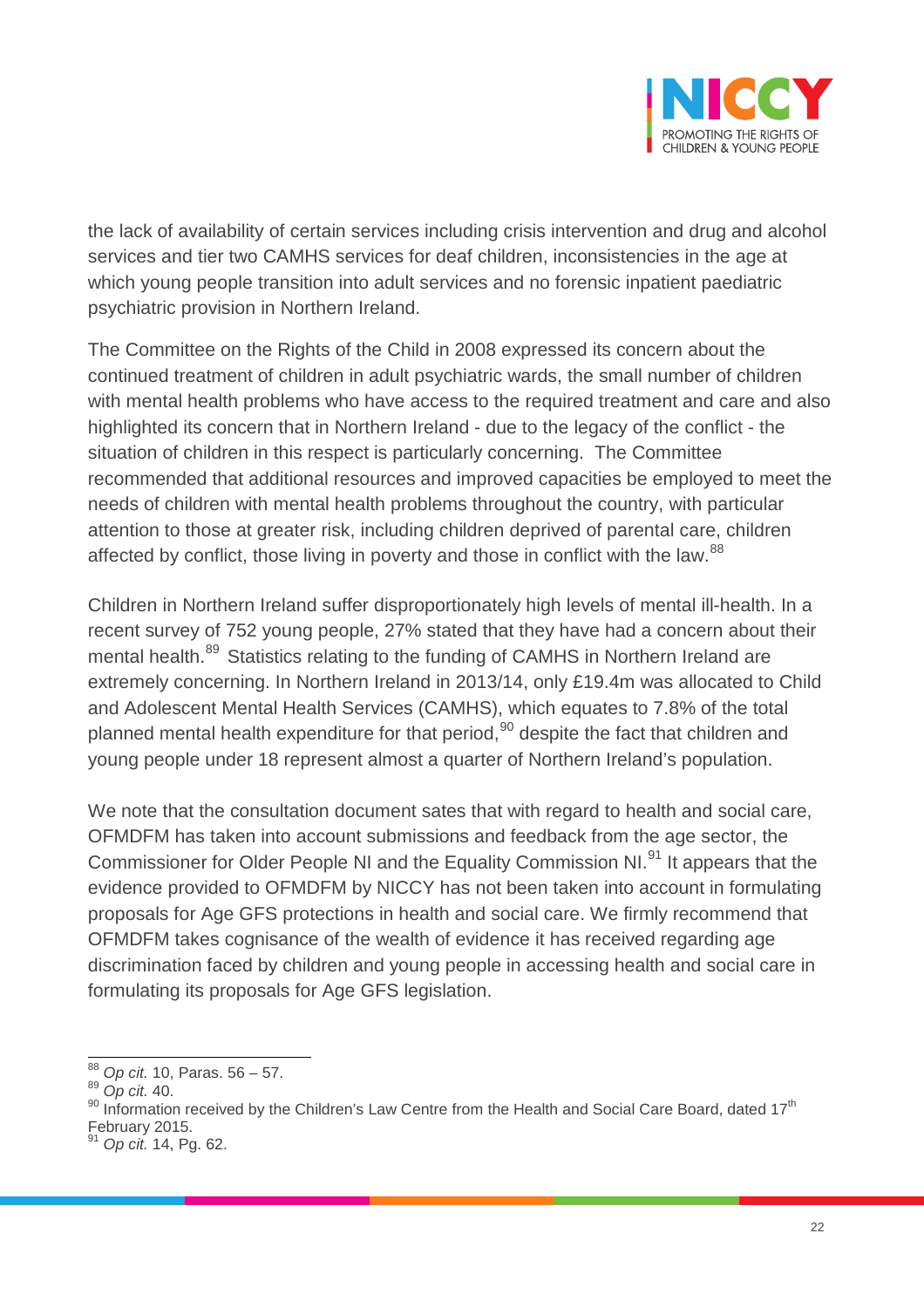the lack of availability of certain services including crisis intervention and drug and alcohol services and tier two CAMHS services for deaf children, inconsistencies in the age at which young people transition into adult services and no forensic inpatient paediatric psychiatric provision in Northern Ireland.

The Committee on the Rights of the Child in 2008 expressed its concern about the continued treatment of children in adult psychiatric wards, the small number of children with mental health problems who have access to the required treatment and care and also highlighted its concern that in Northern Ireland - due to the legacy of the conflict - the situation of children in this respect is particularly concerning. The Committee recommended that additional resources and improved capacities be employed to meet the needs of children with mental health problems throughout the country, with particular attention to those at greater risk, including children deprived of parental care, children affected by conflict, those living in poverty and those in conflict with the law.[88]

Children in Northern Ireland suffer disproportionately high levels of mental ill-health. In a recent survey of 752 young people, 27% stated that they have had a concern about their mental health.[89] Statistics relating to the funding of CAMHS in Northern Ireland are extremely concerning. In Northern Ireland in 2013/14, only £19.4m was allocated to Child and Adolescent Mental Health Services (CAMHS), which equates to 7.8% of the total planned mental health expenditure for that period,[90] despite the fact that children and young people under 18 represent almost a quarter of Northern Ireland's population.

We note that the consultation document sates that with regard to health and social care, OFMDFM has taken into account submissions and feedback from the age sector, the Commissioner for Older People NI and the Equality Commission NI.[91] It appears that the evidence provided to OFMDFM by NICCY has not been taken into account in formulating proposals for Age GFS protections in health and social care. We firmly recommend that OFMDFM takes cognisance of the wealth of evidence it has received regarding age discrimination faced by children and young people in accessing health and social care in formulating its proposals for Age GFS legislation.

---

[88] *Op cit.* 10, Paras. 56 – 57.

[89] *Op cit.* 40.

[90] Information received by the Children's Law Centre from the Health and Social Care Board, dated 17th February 2015.

[91] *Op cit.* 14, Pg. 62.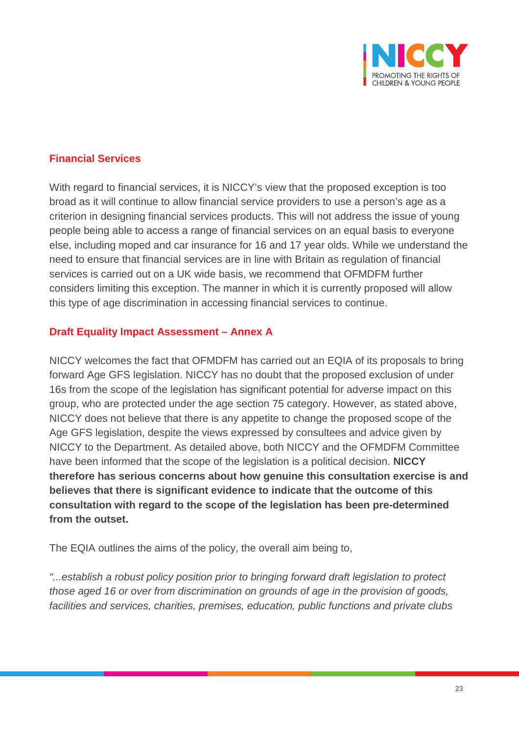## Financial Services

With regard to financial services, it is NICCY's view that the proposed exception is too broad as it will continue to allow financial service providers to use a person's age as a criterion in designing financial services products. This will not address the issue of young people being able to access a range of financial services on an equal basis to everyone else, including moped and car insurance for 16 and 17 year olds. While we understand the need to ensure that financial services are in line with Britain as regulation of financial services is carried out on a UK wide basis, we recommend that OFMDFM further considers limiting this exception. The manner in which it is currently proposed will allow this type of age discrimination in accessing financial services to continue.

## Draft Equality Impact Assessment – Annex A

NICCY welcomes the fact that OFMDFM has carried out an EQIA of its proposals to bring forward Age GFS legislation. NICCY has no doubt that the proposed exclusion of under 16s from the scope of the legislation has significant potential for adverse impact on this group, who are protected under the age section 75 category. However, as stated above, NICCY does not believe that there is any appetite to change the proposed scope of the Age GFS legislation, despite the views expressed by consultees and advice given by NICCY to the Department. As detailed above, both NICCY and the OFMDFM Committee have been informed that the scope of the legislation is a political decision. **NICCY therefore has serious concerns about how genuine this consultation exercise is and believes that there is significant evidence to indicate that the outcome of this consultation with regard to the scope of the legislation has been pre-determined from the outset.**

The EQIA outlines the aims of the policy, the overall aim being to,

*"...establish a robust policy position prior to bringing forward draft legislation to protect those aged 16 or over from discrimination on grounds of age in the provision of goods, facilities and services, charities, premises, education, public functions and private clubs*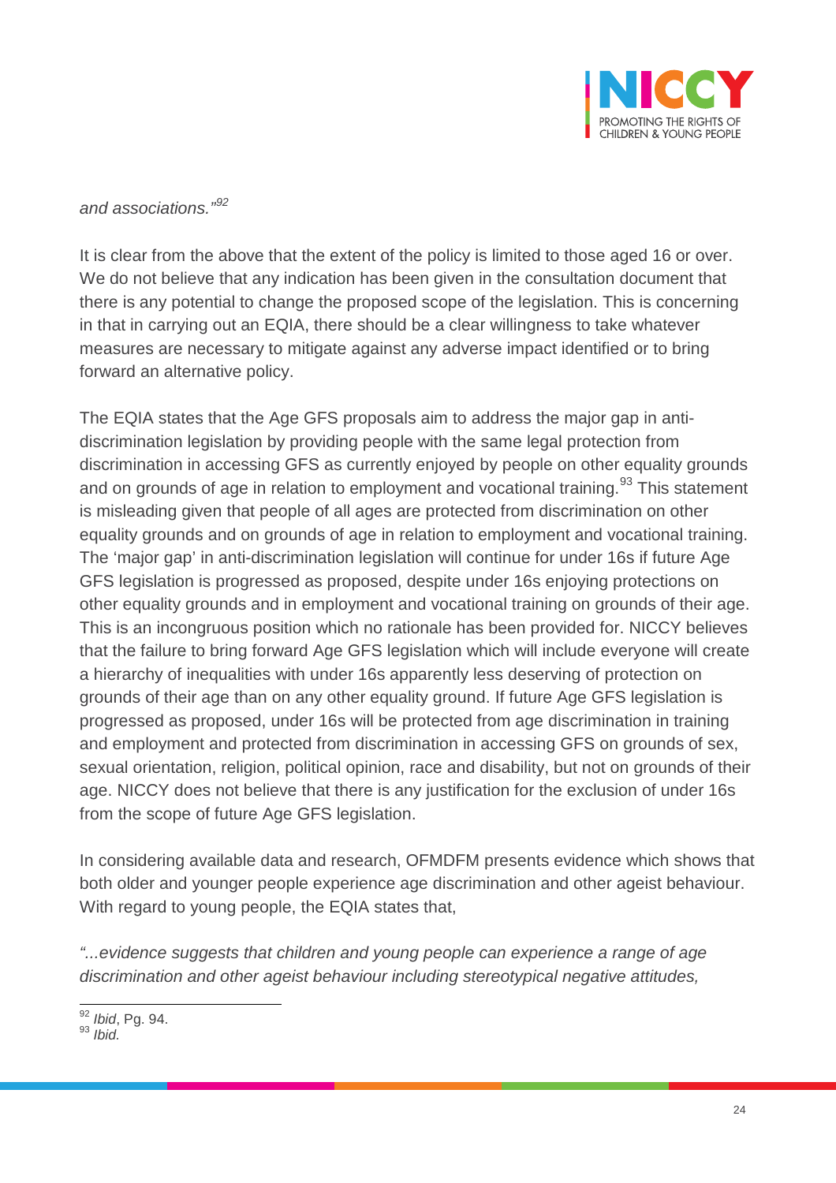*and associations."*[92]

It is clear from the above that the extent of the policy is limited to those aged 16 or over. We do not believe that any indication has been given in the consultation document that there is any potential to change the proposed scope of the legislation. This is concerning in that in carrying out an EQIA, there should be a clear willingness to take whatever measures are necessary to mitigate against any adverse impact identified or to bring forward an alternative policy.

The EQIA states that the Age GFS proposals aim to address the major gap in anti-discrimination legislation by providing people with the same legal protection from discrimination in accessing GFS as currently enjoyed by people on other equality grounds and on grounds of age in relation to employment and vocational training.[93] This statement is misleading given that people of all ages are protected from discrimination on other equality grounds and on grounds of age in relation to employment and vocational training. The 'major gap' in anti-discrimination legislation will continue for under 16s if future Age GFS legislation is progressed as proposed, despite under 16s enjoying protections on other equality grounds and in employment and vocational training on grounds of their age. This is an incongruous position which no rationale has been provided for. NICCY believes that the failure to bring forward Age GFS legislation which will include everyone will create a hierarchy of inequalities with under 16s apparently less deserving of protection on grounds of their age than on any other equality ground. If future Age GFS legislation is progressed as proposed, under 16s will be protected from age discrimination in training and employment and protected from discrimination in accessing GFS on grounds of sex, sexual orientation, religion, political opinion, race and disability, but not on grounds of their age. NICCY does not believe that there is any justification for the exclusion of under 16s from the scope of future Age GFS legislation.

In considering available data and research, OFMDFM presents evidence which shows that both older and younger people experience age discrimination and other ageist behaviour. With regard to young people, the EQIA states that,

*"...evidence suggests that children and young people can experience a range of age discrimination and other ageist behaviour including stereotypical negative attitudes,*

---

[92] *Ibid*, Pg. 94.
[93] *Ibid.*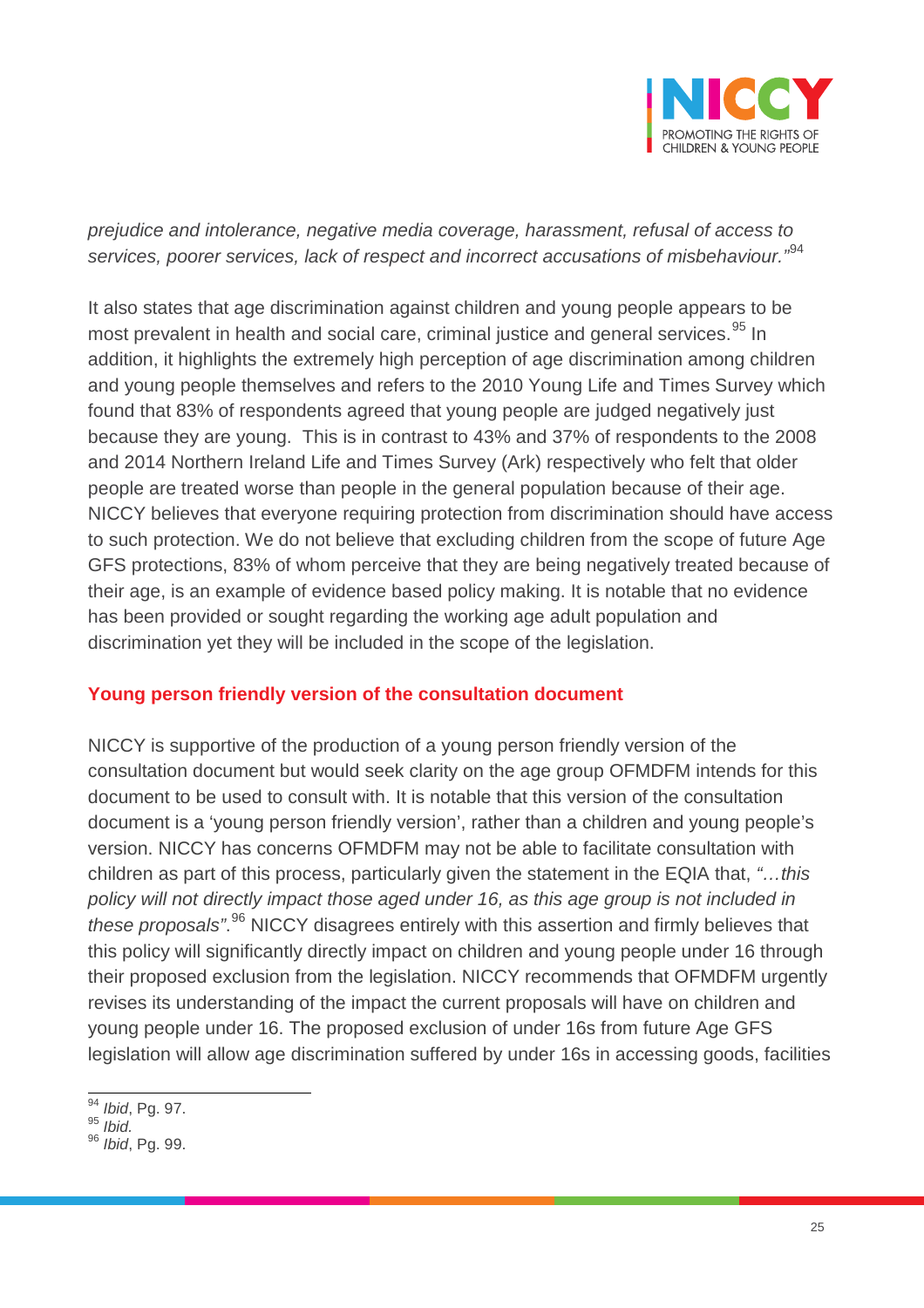*prejudice and intolerance, negative media coverage, harassment, refusal of access to services, poorer services, lack of respect and incorrect accusations of misbehaviour."*[94]

It also states that age discrimination against children and young people appears to be most prevalent in health and social care, criminal justice and general services.[95] In addition, it highlights the extremely high perception of age discrimination among children and young people themselves and refers to the 2010 Young Life and Times Survey which found that 83% of respondents agreed that young people are judged negatively just because they are young. This is in contrast to 43% and 37% of respondents to the 2008 and 2014 Northern Ireland Life and Times Survey (Ark) respectively who felt that older people are treated worse than people in the general population because of their age. NICCY believes that everyone requiring protection from discrimination should have access to such protection. We do not believe that excluding children from the scope of future Age GFS protections, 83% of whom perceive that they are being negatively treated because of their age, is an example of evidence based policy making. It is notable that no evidence has been provided or sought regarding the working age adult population and discrimination yet they will be included in the scope of the legislation.

## Young person friendly version of the consultation document

NICCY is supportive of the production of a young person friendly version of the consultation document but would seek clarity on the age group OFMDFM intends for this document to be used to consult with. It is notable that this version of the consultation document is a 'young person friendly version', rather than a children and young people's version. NICCY has concerns OFMDFM may not be able to facilitate consultation with children as part of this process, particularly given the statement in the EQIA that, *"…this policy will not directly impact those aged under 16, as this age group is not included in these proposals"*.[96] NICCY disagrees entirely with this assertion and firmly believes that this policy will significantly directly impact on children and young people under 16 through their proposed exclusion from the legislation. NICCY recommends that OFMDFM urgently revises its understanding of the impact the current proposals will have on children and young people under 16. The proposed exclusion of under 16s from future Age GFS legislation will allow age discrimination suffered by under 16s in accessing goods, facilities

---

[94] *Ibid*, Pg. 97.
[95] *Ibid.*
[96] *Ibid*, Pg. 99.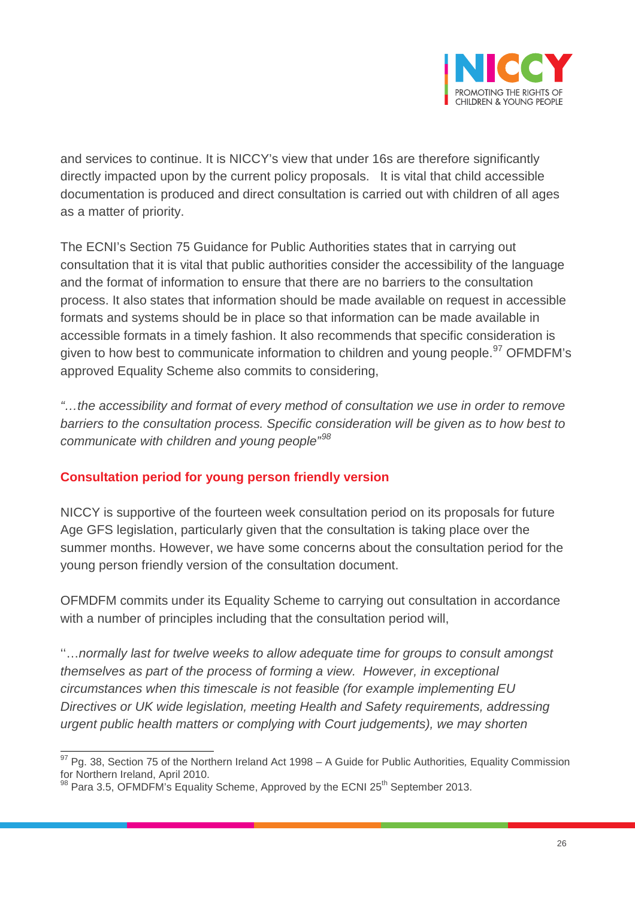and services to continue. It is NICCY's view that under 16s are therefore significantly directly impacted upon by the current policy proposals. It is vital that child accessible documentation is produced and direct consultation is carried out with children of all ages as a matter of priority.

The ECNI's Section 75 Guidance for Public Authorities states that in carrying out consultation that it is vital that public authorities consider the accessibility of the language and the format of information to ensure that there are no barriers to the consultation process. It also states that information should be made available on request in accessible formats and systems should be in place so that information can be made available in accessible formats in a timely fashion. It also recommends that specific consideration is given to how best to communicate information to children and young people.[97] OFMDFM's approved Equality Scheme also commits to considering,

*"…the accessibility and format of every method of consultation we use in order to remove barriers to the consultation process. Specific consideration will be given as to how best to communicate with children and young people"*[98]

## Consultation period for young person friendly version

NICCY is supportive of the fourteen week consultation period on its proposals for future Age GFS legislation, particularly given that the consultation is taking place over the summer months. However, we have some concerns about the consultation period for the young person friendly version of the consultation document.

OFMDFM commits under its Equality Scheme to carrying out consultation in accordance with a number of principles including that the consultation period will,

''…*normally last for twelve weeks to allow adequate time for groups to consult amongst themselves as part of the process of forming a view. However, in exceptional circumstances when this timescale is not feasible (for example implementing EU Directives or UK wide legislation, meeting Health and Safety requirements, addressing urgent public health matters or complying with Court judgements), we may shorten*

---

[97] Pg. 38, Section 75 of the Northern Ireland Act 1998 – A Guide for Public Authorities, Equality Commission for Northern Ireland, April 2010.

[98] Para 3.5, OFMDFM's Equality Scheme, Approved by the ECNI 25th September 2013.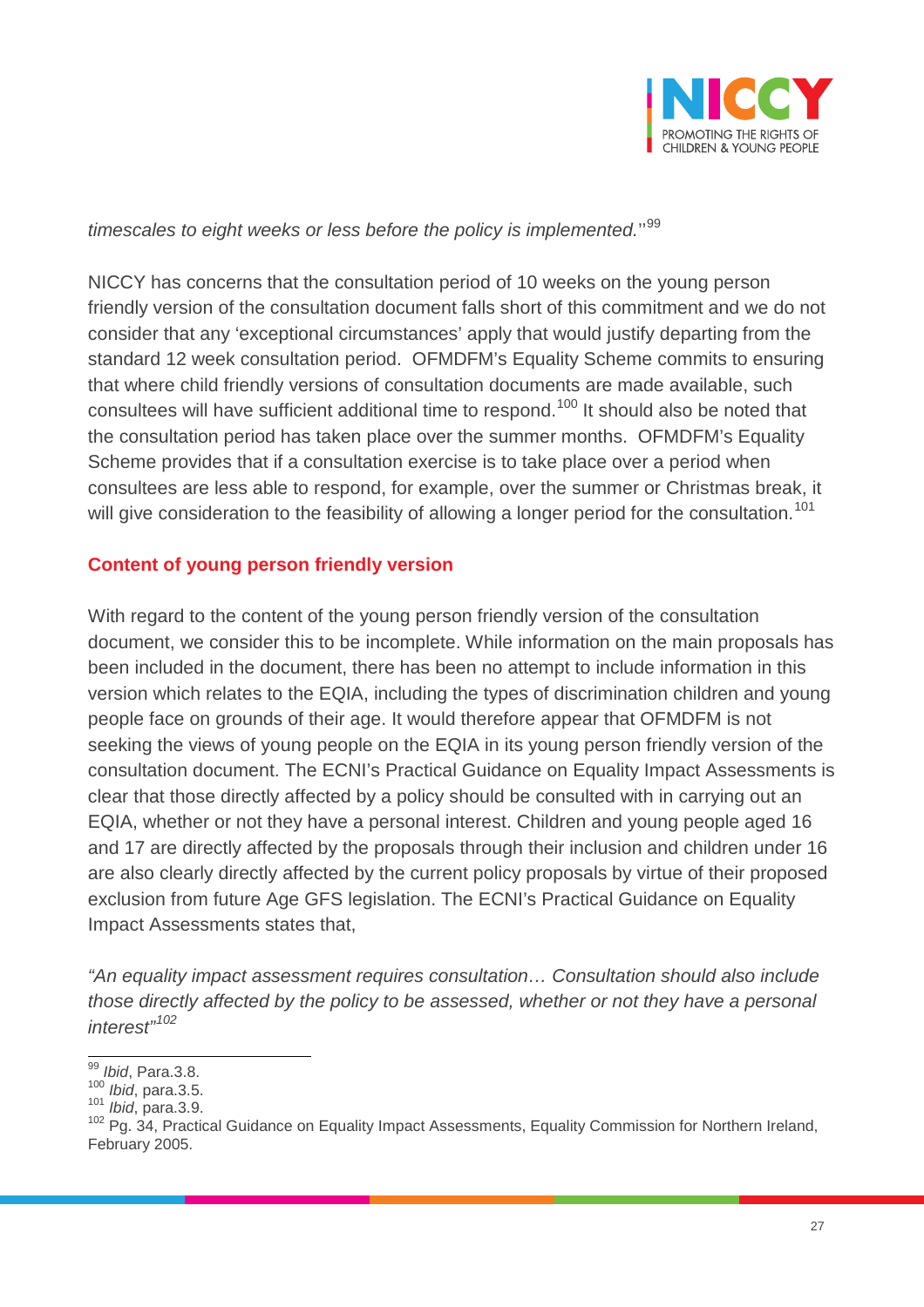*timescales to eight weeks or less before the policy is implemented.*"[99]

NICCY has concerns that the consultation period of 10 weeks on the young person friendly version of the consultation document falls short of this commitment and we do not consider that any 'exceptional circumstances' apply that would justify departing from the standard 12 week consultation period. OFMDFM's Equality Scheme commits to ensuring that where child friendly versions of consultation documents are made available, such consultees will have sufficient additional time to respond.[100] It should also be noted that the consultation period has taken place over the summer months. OFMDFM's Equality Scheme provides that if a consultation exercise is to take place over a period when consultees are less able to respond, for example, over the summer or Christmas break, it will give consideration to the feasibility of allowing a longer period for the consultation.[101]

### Content of young person friendly version

With regard to the content of the young person friendly version of the consultation document, we consider this to be incomplete. While information on the main proposals has been included in the document, there has been no attempt to include information in this version which relates to the EQIA, including the types of discrimination children and young people face on grounds of their age. It would therefore appear that OFMDFM is not seeking the views of young people on the EQIA in its young person friendly version of the consultation document. The ECNI's Practical Guidance on Equality Impact Assessments is clear that those directly affected by a policy should be consulted with in carrying out an EQIA, whether or not they have a personal interest. Children and young people aged 16 and 17 are directly affected by the proposals through their inclusion and children under 16 are also clearly directly affected by the current policy proposals by virtue of their proposed exclusion from future Age GFS legislation. The ECNI's Practical Guidance on Equality Impact Assessments states that,

*"An equality impact assessment requires consultation… Consultation should also include those directly affected by the policy to be assessed, whether or not they have a personal interest"*[102]

---

[99] *Ibid*, Para.3.8.
[100] *Ibid*, para.3.5.
[101] *Ibid*, para.3.9.
[102] Pg. 34, Practical Guidance on Equality Impact Assessments, Equality Commission for Northern Ireland, February 2005.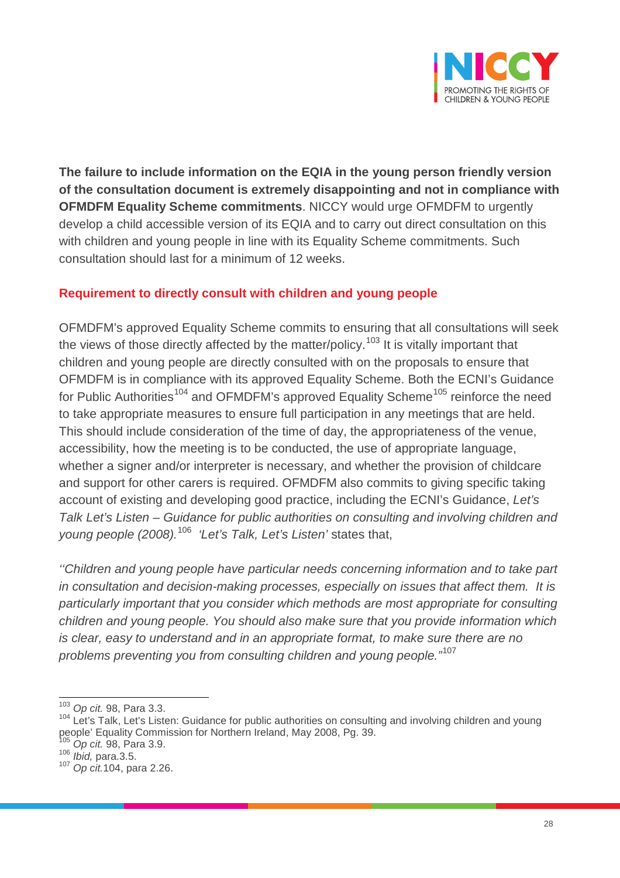**The failure to include information on the EQIA in the young person friendly version of the consultation document is extremely disappointing and not in compliance with OFMDFM Equality Scheme commitments**. NICCY would urge OFMDFM to urgently develop a child accessible version of its EQIA and to carry out direct consultation on this with children and young people in line with its Equality Scheme commitments. Such consultation should last for a minimum of 12 weeks.

## Requirement to directly consult with children and young people

OFMDFM's approved Equality Scheme commits to ensuring that all consultations will seek the views of those directly affected by the matter/policy.[103] It is vitally important that children and young people are directly consulted with on the proposals to ensure that OFMDFM is in compliance with its approved Equality Scheme. Both the ECNI's Guidance for Public Authorities[104] and OFMDFM's approved Equality Scheme[105] reinforce the need to take appropriate measures to ensure full participation in any meetings that are held. This should include consideration of the time of day, the appropriateness of the venue, accessibility, how the meeting is to be conducted, the use of appropriate language, whether a signer and/or interpreter is necessary, and whether the provision of childcare and support for other carers is required. OFMDFM also commits to giving specific taking account of existing and developing good practice, including the ECNI's Guidance, *Let's Talk Let's Listen – Guidance for public authorities on consulting and involving children and young people (2008).*[106] *'Let's Talk, Let's Listen'* states that,

*''Children and young people have particular needs concerning information and to take part in consultation and decision-making processes, especially on issues that affect them. It is particularly important that you consider which methods are most appropriate for consulting children and young people. You should also make sure that you provide information which is clear, easy to understand and in an appropriate format, to make sure there are no problems preventing you from consulting children and young people."*[107]

---

[103] *Op cit.* 98, Para 3.3.
[104] Let's Talk, Let's Listen: Guidance for public authorities on consulting and involving children and young people' Equality Commission for Northern Ireland, May 2008, Pg. 39.
[105] *Op cit.* 98, Para 3.9.
[106] *Ibid,* para.3.5.
[107] *Op cit.*104, para 2.26.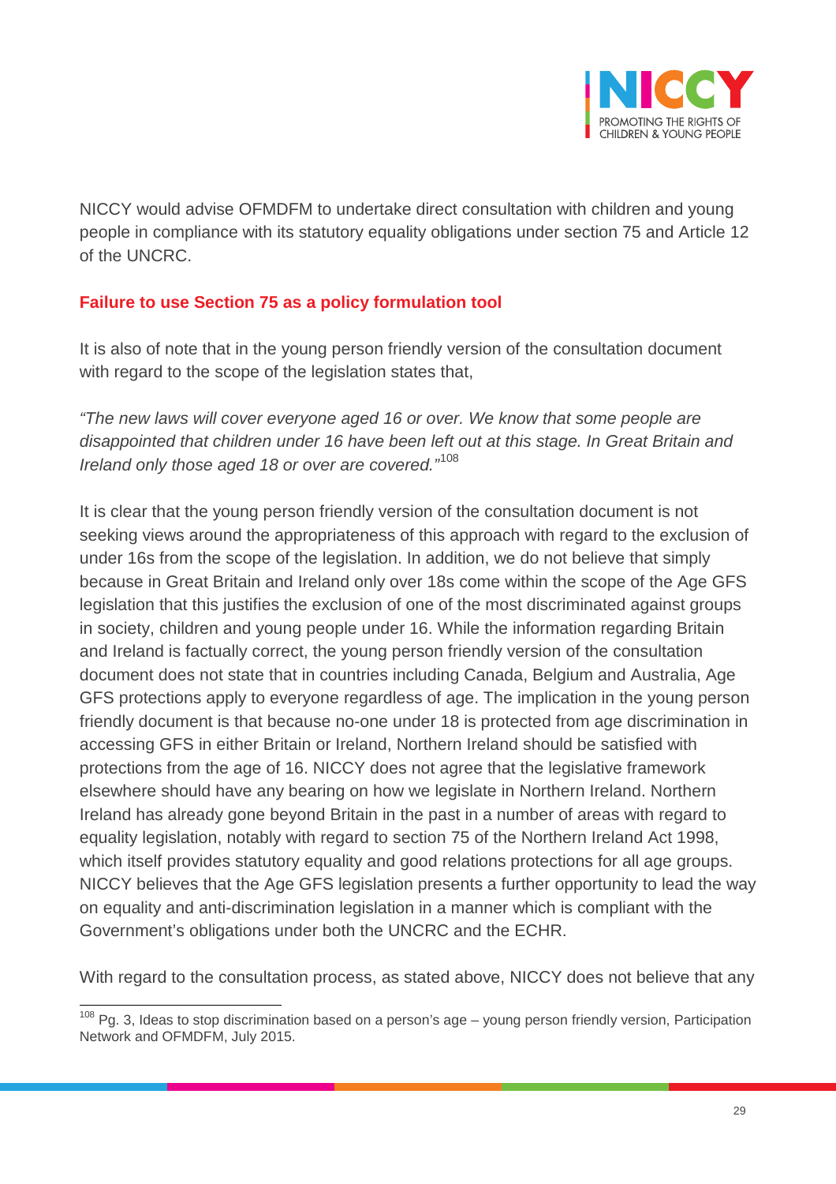NICCY would advise OFMDFM to undertake direct consultation with children and young people in compliance with its statutory equality obligations under section 75 and Article 12 of the UNCRC.

## Failure to use Section 75 as a policy formulation tool

It is also of note that in the young person friendly version of the consultation document with regard to the scope of the legislation states that,

*"The new laws will cover everyone aged 16 or over. We know that some people are disappointed that children under 16 have been left out at this stage. In Great Britain and Ireland only those aged 18 or over are covered."*[108]

It is clear that the young person friendly version of the consultation document is not seeking views around the appropriateness of this approach with regard to the exclusion of under 16s from the scope of the legislation. In addition, we do not believe that simply because in Great Britain and Ireland only over 18s come within the scope of the Age GFS legislation that this justifies the exclusion of one of the most discriminated against groups in society, children and young people under 16. While the information regarding Britain and Ireland is factually correct, the young person friendly version of the consultation document does not state that in countries including Canada, Belgium and Australia, Age GFS protections apply to everyone regardless of age. The implication in the young person friendly document is that because no-one under 18 is protected from age discrimination in accessing GFS in either Britain or Ireland, Northern Ireland should be satisfied with protections from the age of 16. NICCY does not agree that the legislative framework elsewhere should have any bearing on how we legislate in Northern Ireland. Northern Ireland has already gone beyond Britain in the past in a number of areas with regard to equality legislation, notably with regard to section 75 of the Northern Ireland Act 1998, which itself provides statutory equality and good relations protections for all age groups. NICCY believes that the Age GFS legislation presents a further opportunity to lead the way on equality and anti-discrimination legislation in a manner which is compliant with the Government's obligations under both the UNCRC and the ECHR.

With regard to the consultation process, as stated above, NICCY does not believe that any

---

[108] Pg. 3, Ideas to stop discrimination based on a person's age – young person friendly version, Participation Network and OFMDFM, July 2015.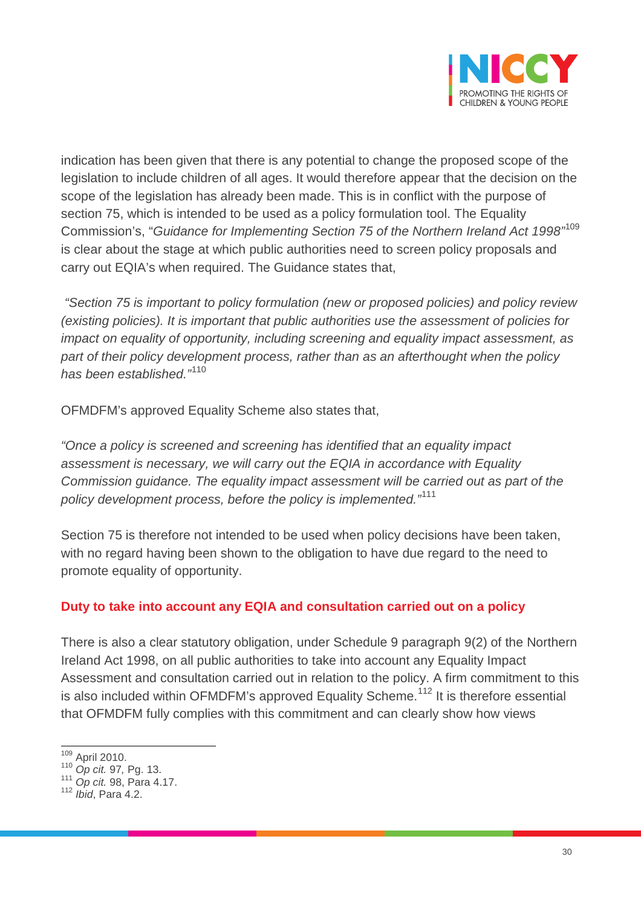indication has been given that there is any potential to change the proposed scope of the legislation to include children of all ages. It would therefore appear that the decision on the scope of the legislation has already been made. This is in conflict with the purpose of section 75, which is intended to be used as a policy formulation tool. The Equality Commission's, "*Guidance for Implementing Section 75 of the Northern Ireland Act 1998*"[109] is clear about the stage at which public authorities need to screen policy proposals and carry out EQIA's when required. The Guidance states that,

*"Section 75 is important to policy formulation (new or proposed policies) and policy review (existing policies). It is important that public authorities use the assessment of policies for impact on equality of opportunity, including screening and equality impact assessment, as part of their policy development process, rather than as an afterthought when the policy has been established."*[110]

OFMDFM's approved Equality Scheme also states that,

*"Once a policy is screened and screening has identified that an equality impact assessment is necessary, we will carry out the EQIA in accordance with Equality Commission guidance. The equality impact assessment will be carried out as part of the policy development process, before the policy is implemented."*[111]

Section 75 is therefore not intended to be used when policy decisions have been taken, with no regard having been shown to the obligation to have due regard to the need to promote equality of opportunity.

## Duty to take into account any EQIA and consultation carried out on a policy

There is also a clear statutory obligation, under Schedule 9 paragraph 9(2) of the Northern Ireland Act 1998, on all public authorities to take into account any Equality Impact Assessment and consultation carried out in relation to the policy. A firm commitment to this is also included within OFMDFM's approved Equality Scheme.[112] It is therefore essential that OFMDFM fully complies with this commitment and can clearly show how views

---

[109] April 2010.
[110] *Op cit.* 97, Pg. 13.
[111] *Op cit.* 98, Para 4.17.
[112] *Ibid*, Para 4.2.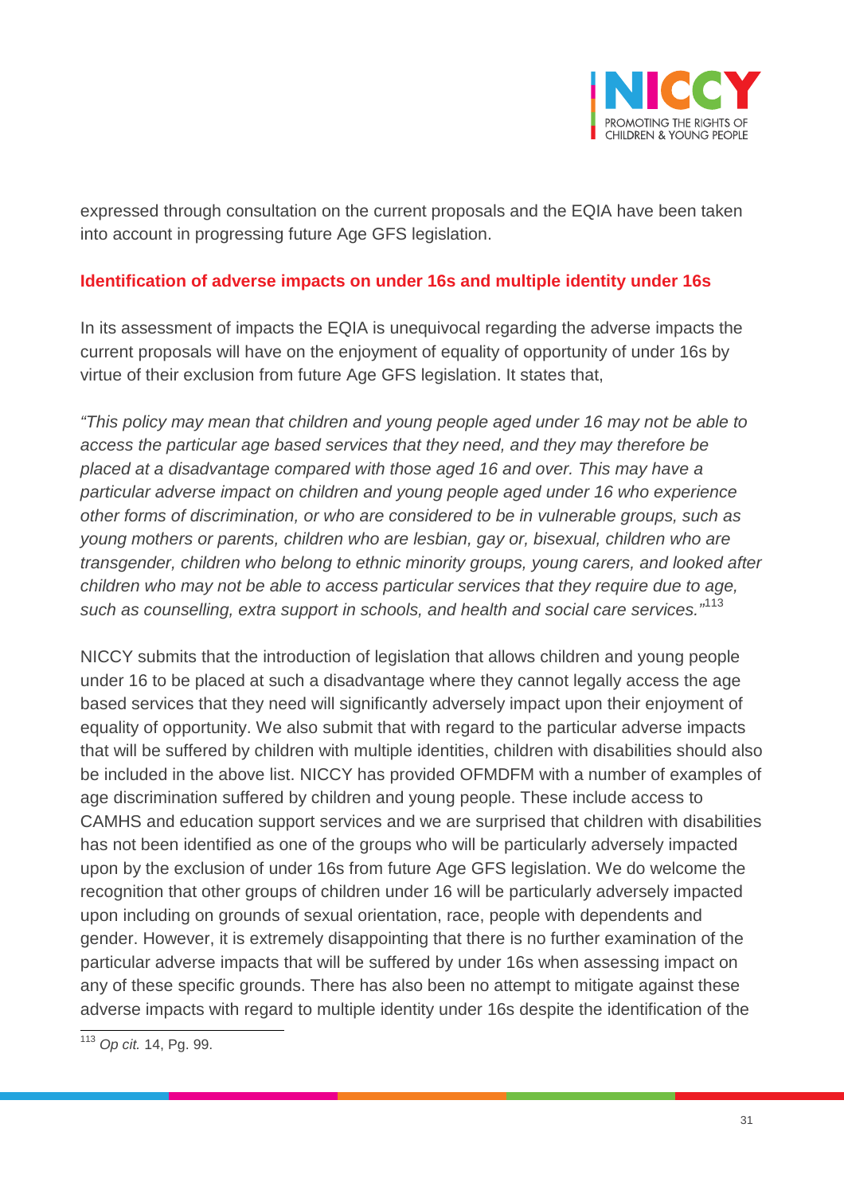expressed through consultation on the current proposals and the EQIA have been taken into account in progressing future Age GFS legislation.

**Identification of adverse impacts on under 16s and multiple identity under 16s**

In its assessment of impacts the EQIA is unequivocal regarding the adverse impacts the current proposals will have on the enjoyment of equality of opportunity of under 16s by virtue of their exclusion from future Age GFS legislation. It states that,

*"This policy may mean that children and young people aged under 16 may not be able to access the particular age based services that they need, and they may therefore be placed at a disadvantage compared with those aged 16 and over. This may have a particular adverse impact on children and young people aged under 16 who experience other forms of discrimination, or who are considered to be in vulnerable groups, such as young mothers or parents, children who are lesbian, gay or, bisexual, children who are transgender, children who belong to ethnic minority groups, young carers, and looked after children who may not be able to access particular services that they require due to age, such as counselling, extra support in schools, and health and social care services."*[113]

NICCY submits that the introduction of legislation that allows children and young people under 16 to be placed at such a disadvantage where they cannot legally access the age based services that they need will significantly adversely impact upon their enjoyment of equality of opportunity. We also submit that with regard to the particular adverse impacts that will be suffered by children with multiple identities, children with disabilities should also be included in the above list. NICCY has provided OFMDFM with a number of examples of age discrimination suffered by children and young people. These include access to CAMHS and education support services and we are surprised that children with disabilities has not been identified as one of the groups who will be particularly adversely impacted upon by the exclusion of under 16s from future Age GFS legislation. We do welcome the recognition that other groups of children under 16 will be particularly adversely impacted upon including on grounds of sexual orientation, race, people with dependents and gender. However, it is extremely disappointing that there is no further examination of the particular adverse impacts that will be suffered by under 16s when assessing impact on any of these specific grounds. There has also been no attempt to mitigate against these adverse impacts with regard to multiple identity under 16s despite the identification of the

[113] *Op cit.* 14, Pg. 99.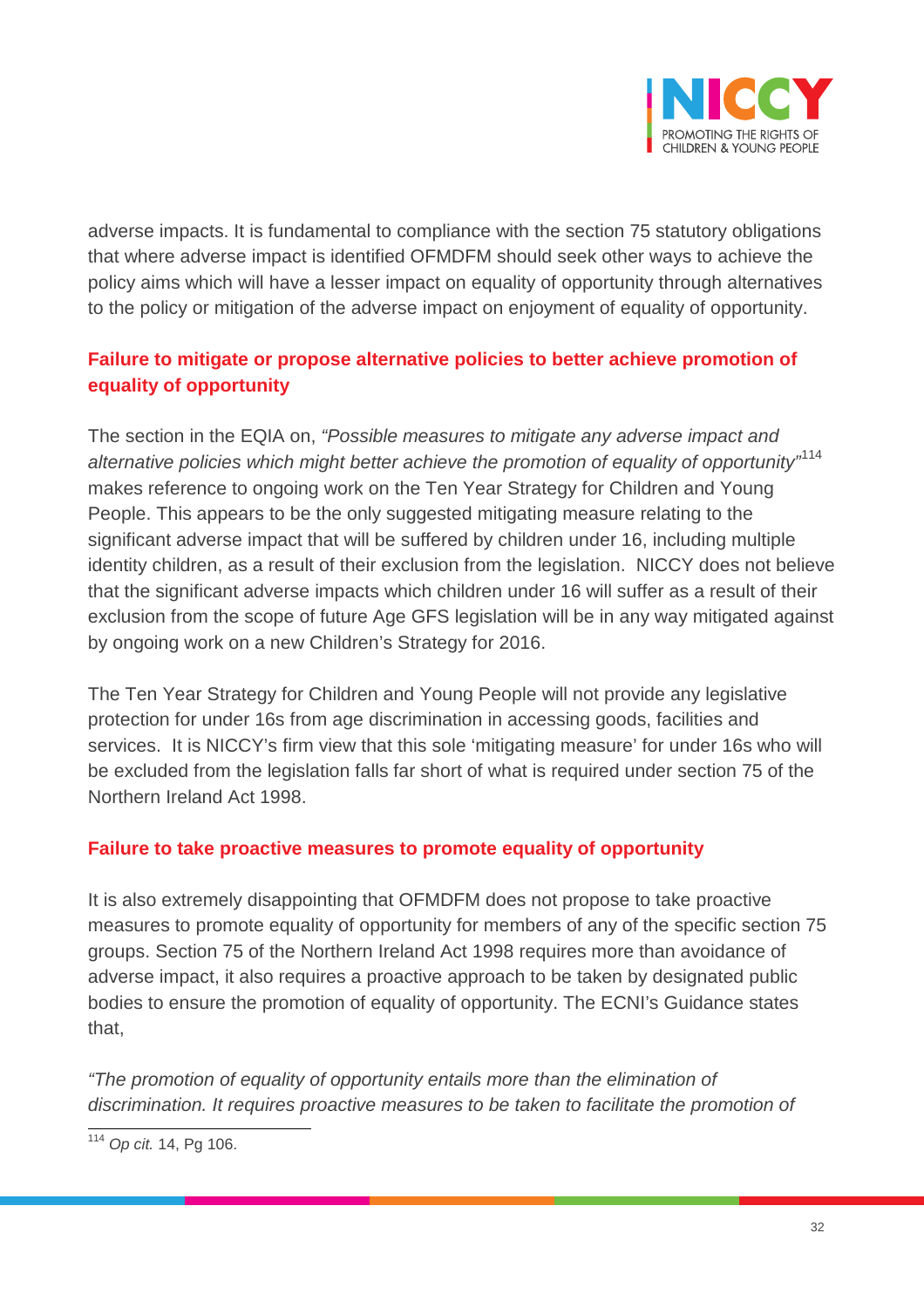adverse impacts. It is fundamental to compliance with the section 75 statutory obligations that where adverse impact is identified OFMDFM should seek other ways to achieve the policy aims which will have a lesser impact on equality of opportunity through alternatives to the policy or mitigation of the adverse impact on enjoyment of equality of opportunity.

## Failure to mitigate or propose alternative policies to better achieve promotion of equality of opportunity

The section in the EQIA on, *"Possible measures to mitigate any adverse impact and alternative policies which might better achieve the promotion of equality of opportunity"*[114] makes reference to ongoing work on the Ten Year Strategy for Children and Young People. This appears to be the only suggested mitigating measure relating to the significant adverse impact that will be suffered by children under 16, including multiple identity children, as a result of their exclusion from the legislation. NICCY does not believe that the significant adverse impacts which children under 16 will suffer as a result of their exclusion from the scope of future Age GFS legislation will be in any way mitigated against by ongoing work on a new Children's Strategy for 2016.

The Ten Year Strategy for Children and Young People will not provide any legislative protection for under 16s from age discrimination in accessing goods, facilities and services. It is NICCY's firm view that this sole 'mitigating measure' for under 16s who will be excluded from the legislation falls far short of what is required under section 75 of the Northern Ireland Act 1998.

## Failure to take proactive measures to promote equality of opportunity

It is also extremely disappointing that OFMDFM does not propose to take proactive measures to promote equality of opportunity for members of any of the specific section 75 groups. Section 75 of the Northern Ireland Act 1998 requires more than avoidance of adverse impact, it also requires a proactive approach to be taken by designated public bodies to ensure the promotion of equality of opportunity. The ECNI's Guidance states that,

*"The promotion of equality of opportunity entails more than the elimination of discrimination. It requires proactive measures to be taken to facilitate the promotion of*

---

[114] *Op cit.* 14, Pg 106.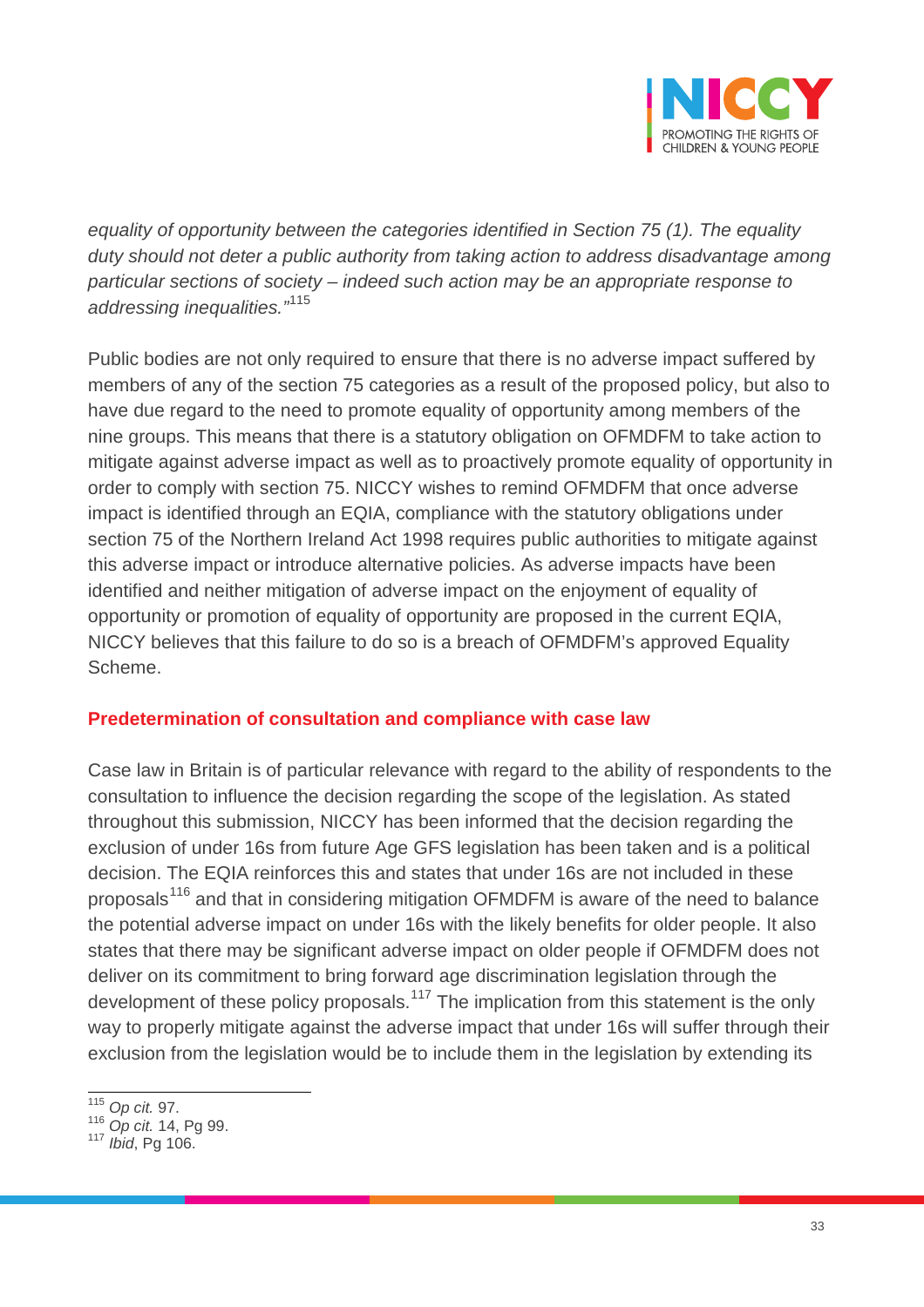*equality of opportunity between the categories identified in Section 75 (1). The equality duty should not deter a public authority from taking action to address disadvantage among particular sections of society – indeed such action may be an appropriate response to addressing inequalities."*[115]

Public bodies are not only required to ensure that there is no adverse impact suffered by members of any of the section 75 categories as a result of the proposed policy, but also to have due regard to the need to promote equality of opportunity among members of the nine groups. This means that there is a statutory obligation on OFMDFM to take action to mitigate against adverse impact as well as to proactively promote equality of opportunity in order to comply with section 75. NICCY wishes to remind OFMDFM that once adverse impact is identified through an EQIA, compliance with the statutory obligations under section 75 of the Northern Ireland Act 1998 requires public authorities to mitigate against this adverse impact or introduce alternative policies. As adverse impacts have been identified and neither mitigation of adverse impact on the enjoyment of equality of opportunity or promotion of equality of opportunity are proposed in the current EQIA, NICCY believes that this failure to do so is a breach of OFMDFM's approved Equality Scheme.

## Predetermination of consultation and compliance with case law

Case law in Britain is of particular relevance with regard to the ability of respondents to the consultation to influence the decision regarding the scope of the legislation. As stated throughout this submission, NICCY has been informed that the decision regarding the exclusion of under 16s from future Age GFS legislation has been taken and is a political decision. The EQIA reinforces this and states that under 16s are not included in these proposals[116] and that in considering mitigation OFMDFM is aware of the need to balance the potential adverse impact on under 16s with the likely benefits for older people. It also states that there may be significant adverse impact on older people if OFMDFM does not deliver on its commitment to bring forward age discrimination legislation through the development of these policy proposals.[117] The implication from this statement is the only way to properly mitigate against the adverse impact that under 16s will suffer through their exclusion from the legislation would be to include them in the legislation by extending its

[115] *Op cit.* 97.
[116] *Op cit.* 14, Pg 99.
[117] *Ibid*, Pg 106.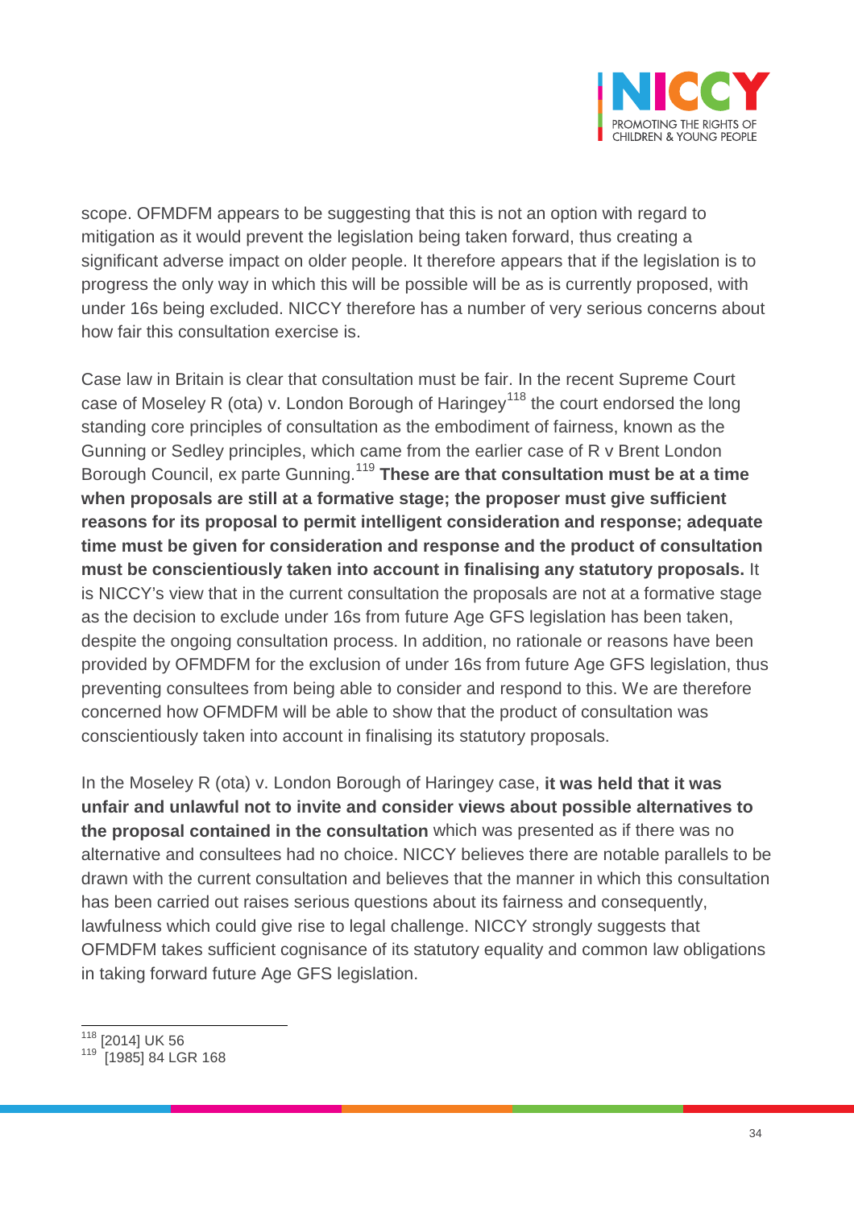scope. OFMDFM appears to be suggesting that this is not an option with regard to mitigation as it would prevent the legislation being taken forward, thus creating a significant adverse impact on older people. It therefore appears that if the legislation is to progress the only way in which this will be possible will be as is currently proposed, with under 16s being excluded. NICCY therefore has a number of very serious concerns about how fair this consultation exercise is.

Case law in Britain is clear that consultation must be fair. In the recent Supreme Court case of Moseley R (ota) v. London Borough of Haringey[118] the court endorsed the long standing core principles of consultation as the embodiment of fairness, known as the Gunning or Sedley principles, which came from the earlier case of R v Brent London Borough Council, ex parte Gunning.[119] **These are that consultation must be at a time when proposals are still at a formative stage; the proposer must give sufficient reasons for its proposal to permit intelligent consideration and response; adequate time must be given for consideration and response and the product of consultation must be conscientiously taken into account in finalising any statutory proposals.** It is NICCY's view that in the current consultation the proposals are not at a formative stage as the decision to exclude under 16s from future Age GFS legislation has been taken, despite the ongoing consultation process. In addition, no rationale or reasons have been provided by OFMDFM for the exclusion of under 16s from future Age GFS legislation, thus preventing consultees from being able to consider and respond to this. We are therefore concerned how OFMDFM will be able to show that the product of consultation was conscientiously taken into account in finalising its statutory proposals.

In the Moseley R (ota) v. London Borough of Haringey case, **it was held that it was unfair and unlawful not to invite and consider views about possible alternatives to the proposal contained in the consultation** which was presented as if there was no alternative and consultees had no choice. NICCY believes there are notable parallels to be drawn with the current consultation and believes that the manner in which this consultation has been carried out raises serious questions about its fairness and consequently, lawfulness which could give rise to legal challenge. NICCY strongly suggests that OFMDFM takes sufficient cognisance of its statutory equality and common law obligations in taking forward future Age GFS legislation.

---

[118] [2014] UK 56

[119] [1985] 84 LGR 168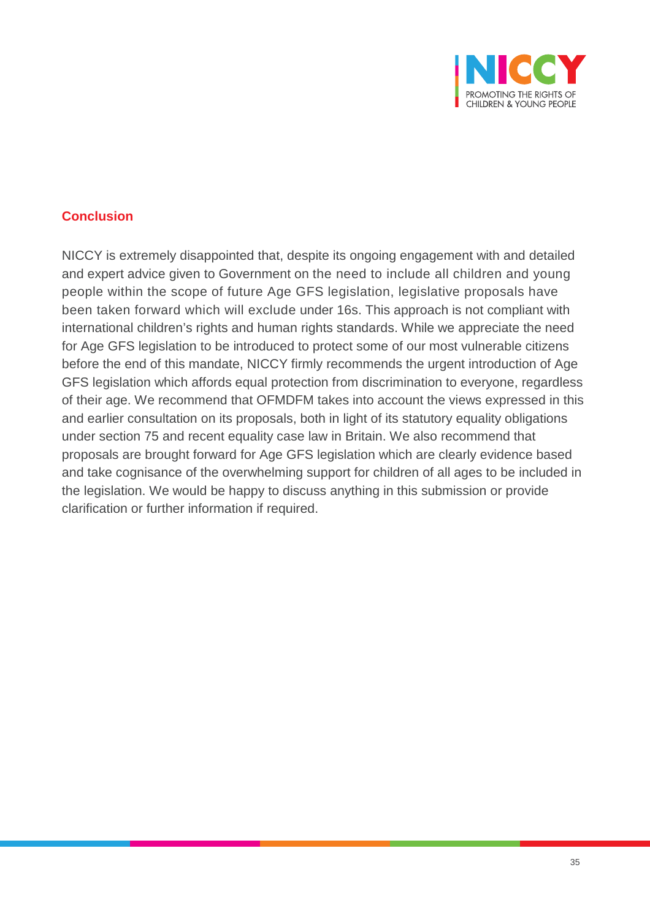## Conclusion

NICCY is extremely disappointed that, despite its ongoing engagement with and detailed and expert advice given to Government on the need to include all children and young people within the scope of future Age GFS legislation, legislative proposals have been taken forward which will exclude under 16s. This approach is not compliant with international children's rights and human rights standards. While we appreciate the need for Age GFS legislation to be introduced to protect some of our most vulnerable citizens before the end of this mandate, NICCY firmly recommends the urgent introduction of Age GFS legislation which affords equal protection from discrimination to everyone, regardless of their age. We recommend that OFMDFM takes into account the views expressed in this and earlier consultation on its proposals, both in light of its statutory equality obligations under section 75 and recent equality case law in Britain. We also recommend that proposals are brought forward for Age GFS legislation which are clearly evidence based and take cognisance of the overwhelming support for children of all ages to be included in the legislation. We would be happy to discuss anything in this submission or provide clarification or further information if required.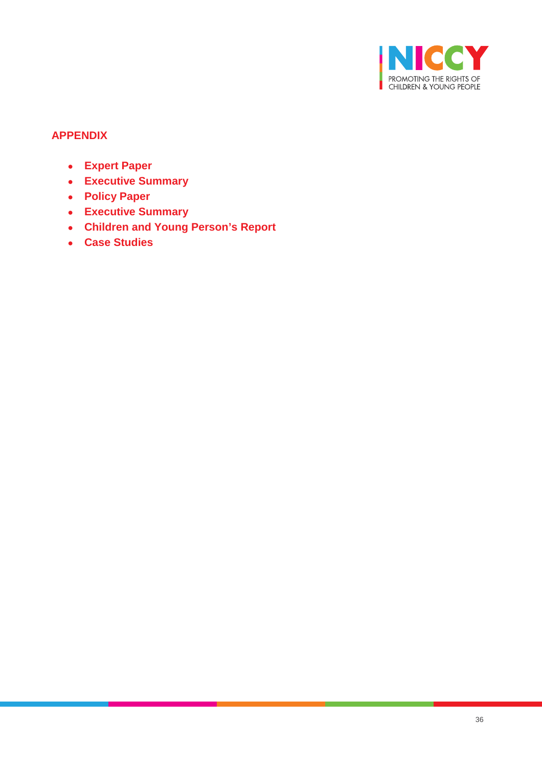## APPENDIX

- **Expert Paper**
- **Executive Summary**
- **Policy Paper**
- **Executive Summary**
- **Children and Young Person's Report**
- **Case Studies**